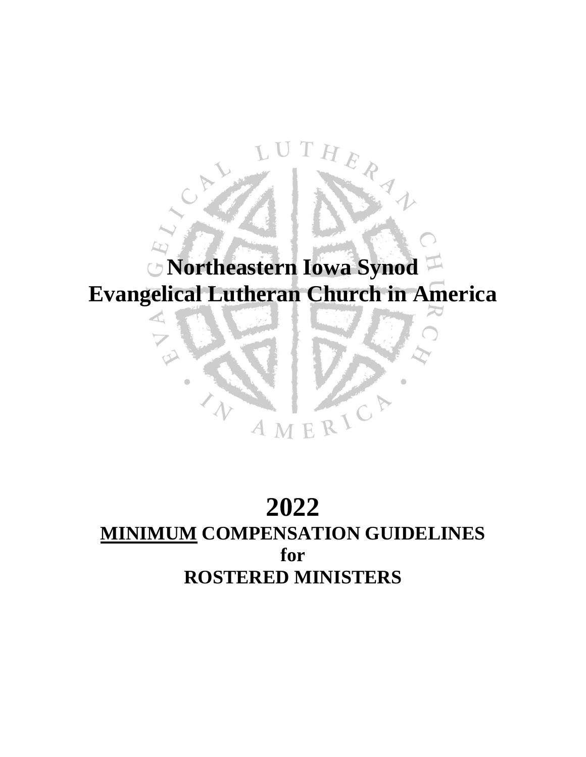# Northeastern Iowa Synod
# Evangelical Lutheran Church in America

# 2022

## <u>MINIMUM</u> COMPENSATION GUIDELINES
## for
## ROSTERED MINISTERS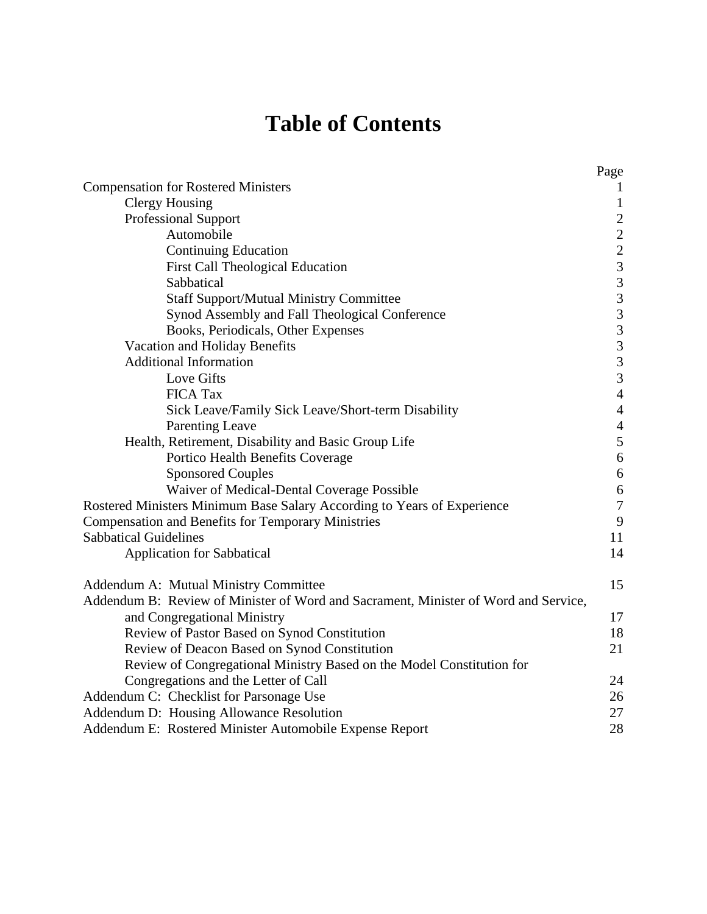# Table of Contents

| | Page |
|---|---|
| Compensation for Rostered Ministers | 1 |
| Clergy Housing | 1 |
| Professional Support | 2 |
| Automobile | 2 |
| Continuing Education | 2 |
| First Call Theological Education | 3 |
| Sabbatical | 3 |
| Staff Support/Mutual Ministry Committee | 3 |
| Synod Assembly and Fall Theological Conference | 3 |
| Books, Periodicals, Other Expenses | 3 |
| Vacation and Holiday Benefits | 3 |
| Additional Information | 3 |
| Love Gifts | 3 |
| FICA Tax | 4 |
| Sick Leave/Family Sick Leave/Short-term Disability | 4 |
| Parenting Leave | 4 |
| Health, Retirement, Disability and Basic Group Life | 5 |
| Portico Health Benefits Coverage | 6 |
| Sponsored Couples | 6 |
| Waiver of Medical-Dental Coverage Possible | 6 |
| Rostered Ministers Minimum Base Salary According to Years of Experience | 7 |
| Compensation and Benefits for Temporary Ministries | 9 |
| Sabbatical Guidelines | 11 |
| Application for Sabbatical | 14 |
| Addendum A: Mutual Ministry Committee | 15 |
| Addendum B: Review of Minister of Word and Sacrament, Minister of Word and Service, and Congregational Ministry | 17 |
| Review of Pastor Based on Synod Constitution | 18 |
| Review of Deacon Based on Synod Constitution | 21 |
| Review of Congregational Ministry Based on the Model Constitution for Congregations and the Letter of Call | 24 |
| Addendum C: Checklist for Parsonage Use | 26 |
| Addendum D: Housing Allowance Resolution | 27 |
| Addendum E: Rostered Minister Automobile Expense Report | 28 |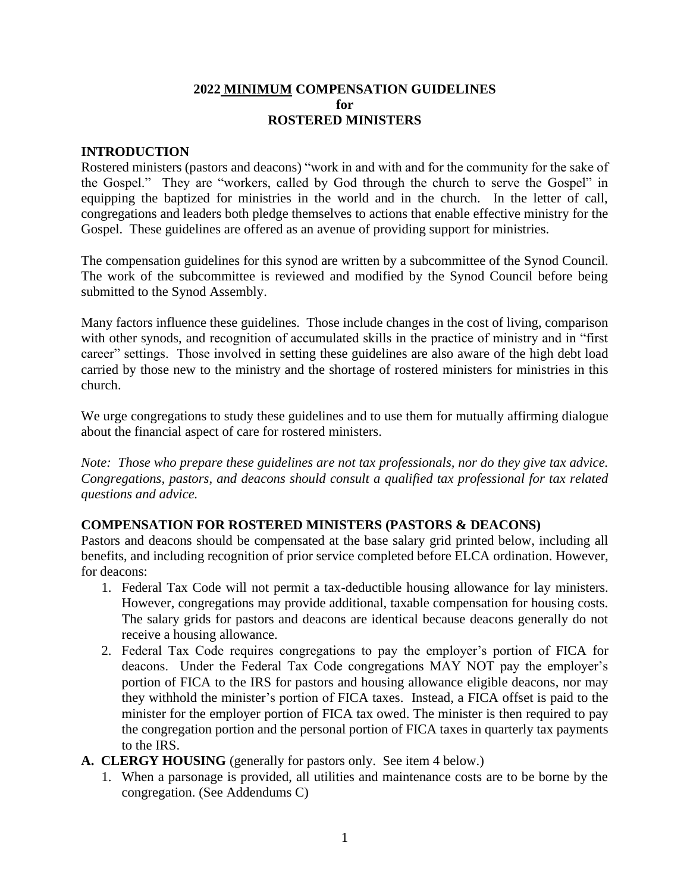# 2022 MINIMUM COMPENSATION GUIDELINES for ROSTERED MINISTERS

## INTRODUCTION

Rostered ministers (pastors and deacons) "work in and with and for the community for the sake of the Gospel." They are "workers, called by God through the church to serve the Gospel" in equipping the baptized for ministries in the world and in the church. In the letter of call, congregations and leaders both pledge themselves to actions that enable effective ministry for the Gospel. These guidelines are offered as an avenue of providing support for ministries.

The compensation guidelines for this synod are written by a subcommittee of the Synod Council. The work of the subcommittee is reviewed and modified by the Synod Council before being submitted to the Synod Assembly.

Many factors influence these guidelines. Those include changes in the cost of living, comparison with other synods, and recognition of accumulated skills in the practice of ministry and in "first career" settings. Those involved in setting these guidelines are also aware of the high debt load carried by those new to the ministry and the shortage of rostered ministers for ministries in this church.

We urge congregations to study these guidelines and to use them for mutually affirming dialogue about the financial aspect of care for rostered ministers.

*Note: Those who prepare these guidelines are not tax professionals, nor do they give tax advice. Congregations, pastors, and deacons should consult a qualified tax professional for tax related questions and advice.*

## COMPENSATION FOR ROSTERED MINISTERS (PASTORS & DEACONS)

Pastors and deacons should be compensated at the base salary grid printed below, including all benefits, and including recognition of prior service completed before ELCA ordination. However, for deacons:

1. Federal Tax Code will not permit a tax-deductible housing allowance for lay ministers. However, congregations may provide additional, taxable compensation for housing costs. The salary grids for pastors and deacons are identical because deacons generally do not receive a housing allowance.
2. Federal Tax Code requires congregations to pay the employer's portion of FICA for deacons. Under the Federal Tax Code congregations MAY NOT pay the employer's portion of FICA to the IRS for pastors and housing allowance eligible deacons, nor may they withhold the minister's portion of FICA taxes. Instead, a FICA offset is paid to the minister for the employer portion of FICA tax owed. The minister is then required to pay the congregation portion and the personal portion of FICA taxes in quarterly tax payments to the IRS.

**A. CLERGY HOUSING** (generally for pastors only. See item 4 below.)

1. When a parsonage is provided, all utilities and maintenance costs are to be borne by the congregation. (See Addendums C)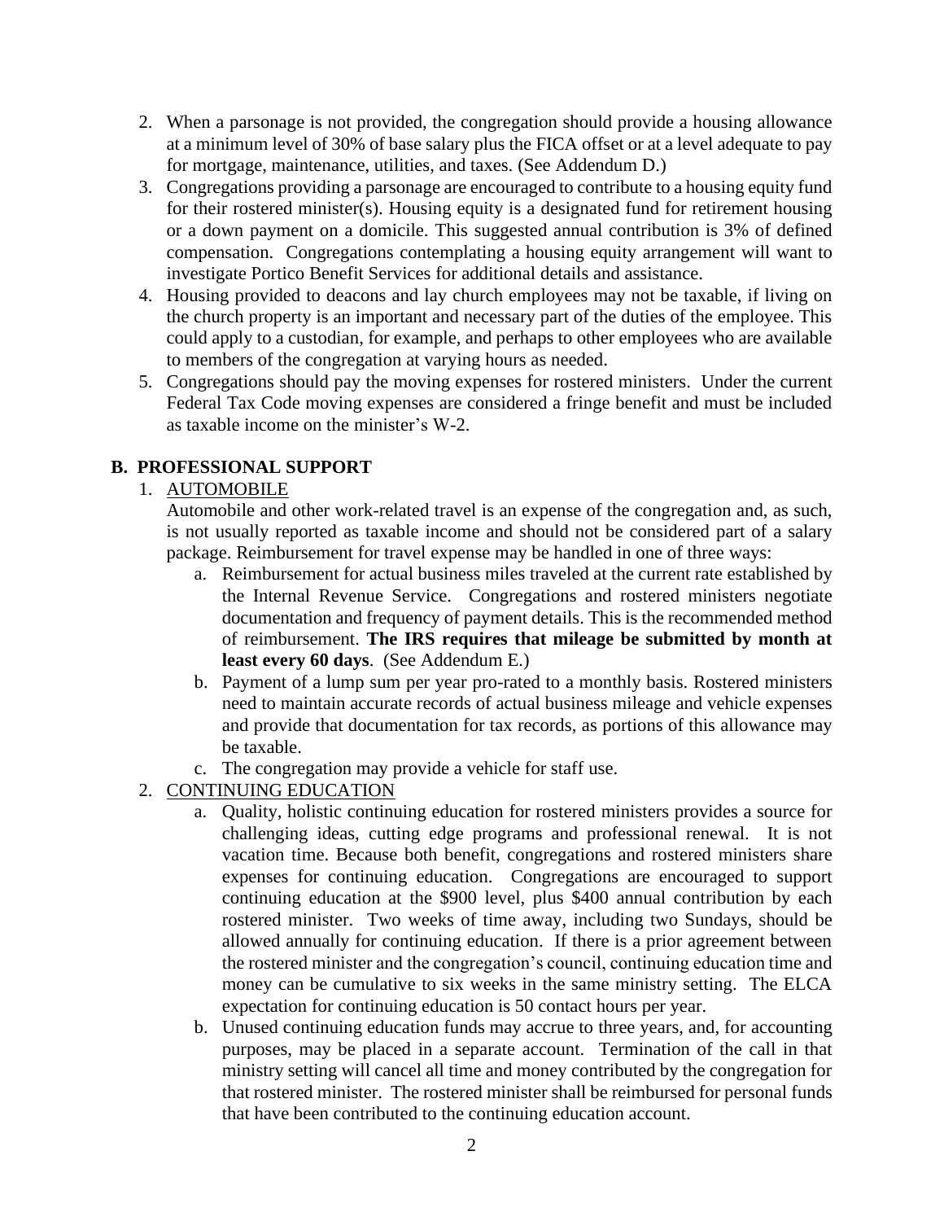2. When a parsonage is not provided, the congregation should provide a housing allowance at a minimum level of 30% of base salary plus the FICA offset or at a level adequate to pay for mortgage, maintenance, utilities, and taxes. (See Addendum D.)
3. Congregations providing a parsonage are encouraged to contribute to a housing equity fund for their rostered minister(s). Housing equity is a designated fund for retirement housing or a down payment on a domicile. This suggested annual contribution is 3% of defined compensation. Congregations contemplating a housing equity arrangement will want to investigate Portico Benefit Services for additional details and assistance.
4. Housing provided to deacons and lay church employees may not be taxable, if living on the church property is an important and necessary part of the duties of the employee. This could apply to a custodian, for example, and perhaps to other employees who are available to members of the congregation at varying hours as needed.
5. Congregations should pay the moving expenses for rostered ministers. Under the current Federal Tax Code moving expenses are considered a fringe benefit and must be included as taxable income on the minister's W-2.

## B. PROFESSIONAL SUPPORT

1. <u>AUTOMOBILE</u>

   Automobile and other work-related travel is an expense of the congregation and, as such, is not usually reported as taxable income and should not be considered part of a salary package. Reimbursement for travel expense may be handled in one of three ways:

   a. Reimbursement for actual business miles traveled at the current rate established by the Internal Revenue Service. Congregations and rostered ministers negotiate documentation and frequency of payment details. This is the recommended method of reimbursement. **The IRS requires that mileage be submitted by month at least every 60 days**. (See Addendum E.)
   b. Payment of a lump sum per year pro-rated to a monthly basis. Rostered ministers need to maintain accurate records of actual business mileage and vehicle expenses and provide that documentation for tax records, as portions of this allowance may be taxable.
   c. The congregation may provide a vehicle for staff use.

2. <u>CONTINUING EDUCATION</u>

   a. Quality, holistic continuing education for rostered ministers provides a source for challenging ideas, cutting edge programs and professional renewal. It is not vacation time. Because both benefit, congregations and rostered ministers share expenses for continuing education. Congregations are encouraged to support continuing education at the $900 level, plus $400 annual contribution by each rostered minister. Two weeks of time away, including two Sundays, should be allowed annually for continuing education. If there is a prior agreement between the rostered minister and the congregation's council, continuing education time and money can be cumulative to six weeks in the same ministry setting. The ELCA expectation for continuing education is 50 contact hours per year.
   b. Unused continuing education funds may accrue to three years, and, for accounting purposes, may be placed in a separate account. Termination of the call in that ministry setting will cancel all time and money contributed by the congregation for that rostered minister. The rostered minister shall be reimbursed for personal funds that have been contributed to the continuing education account.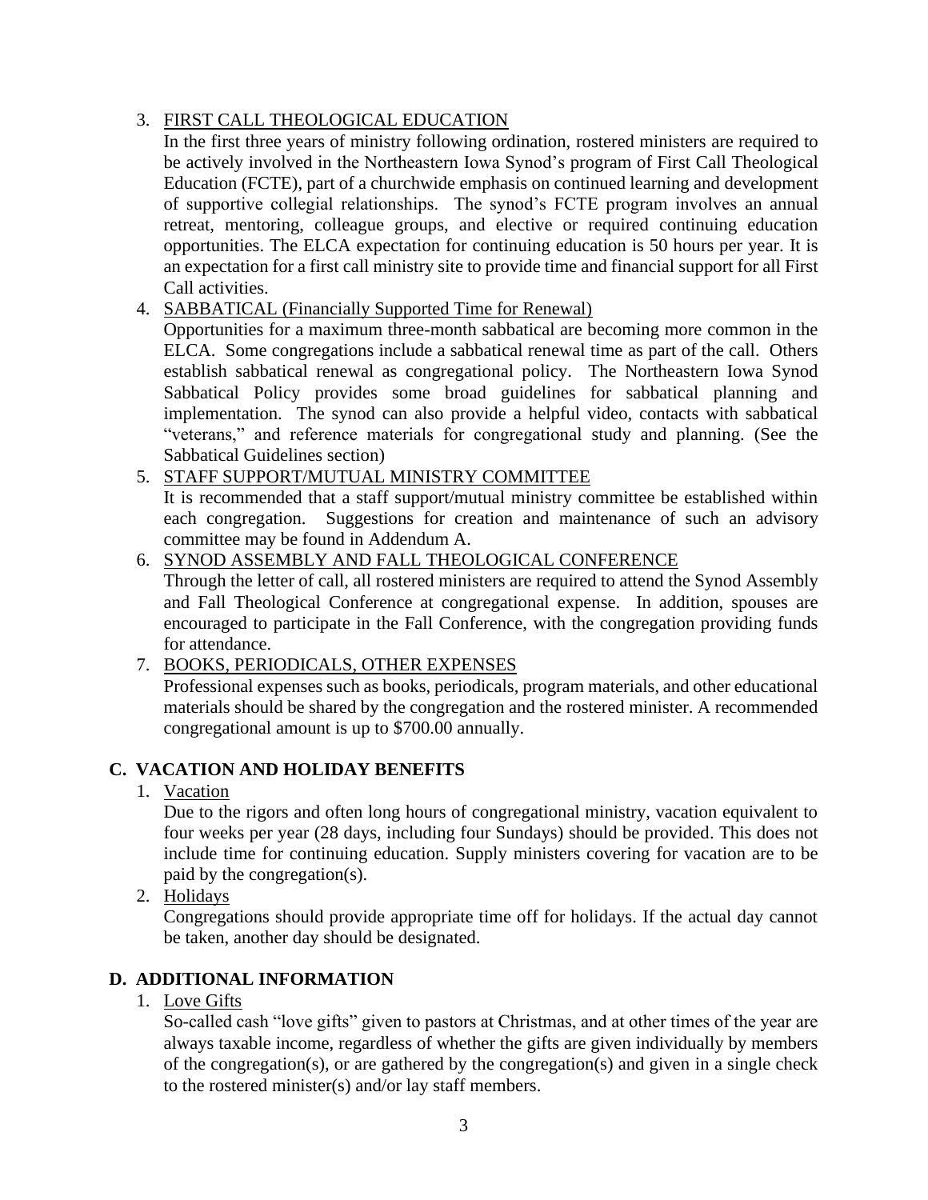3. FIRST CALL THEOLOGICAL EDUCATION

   In the first three years of ministry following ordination, rostered ministers are required to be actively involved in the Northeastern Iowa Synod's program of First Call Theological Education (FCTE), part of a churchwide emphasis on continued learning and development of supportive collegial relationships. The synod's FCTE program involves an annual retreat, mentoring, colleague groups, and elective or required continuing education opportunities. The ELCA expectation for continuing education is 50 hours per year. It is an expectation for a first call ministry site to provide time and financial support for all First Call activities.

4. SABBATICAL (Financially Supported Time for Renewal)

   Opportunities for a maximum three-month sabbatical are becoming more common in the ELCA. Some congregations include a sabbatical renewal time as part of the call. Others establish sabbatical renewal as congregational policy. The Northeastern Iowa Synod Sabbatical Policy provides some broad guidelines for sabbatical planning and implementation. The synod can also provide a helpful video, contacts with sabbatical "veterans," and reference materials for congregational study and planning. (See the Sabbatical Guidelines section)

5. STAFF SUPPORT/MUTUAL MINISTRY COMMITTEE

   It is recommended that a staff support/mutual ministry committee be established within each congregation. Suggestions for creation and maintenance of such an advisory committee may be found in Addendum A.

6. SYNOD ASSEMBLY AND FALL THEOLOGICAL CONFERENCE

   Through the letter of call, all rostered ministers are required to attend the Synod Assembly and Fall Theological Conference at congregational expense. In addition, spouses are encouraged to participate in the Fall Conference, with the congregation providing funds for attendance.

7. BOOKS, PERIODICALS, OTHER EXPENSES

   Professional expenses such as books, periodicals, program materials, and other educational materials should be shared by the congregation and the rostered minister. A recommended congregational amount is up to $700.00 annually.

## C. VACATION AND HOLIDAY BENEFITS

1. Vacation

   Due to the rigors and often long hours of congregational ministry, vacation equivalent to four weeks per year (28 days, including four Sundays) should be provided. This does not include time for continuing education. Supply ministers covering for vacation are to be paid by the congregation(s).

2. Holidays

   Congregations should provide appropriate time off for holidays. If the actual day cannot be taken, another day should be designated.

## D. ADDITIONAL INFORMATION

1. Love Gifts

   So-called cash "love gifts" given to pastors at Christmas, and at other times of the year are always taxable income, regardless of whether the gifts are given individually by members of the congregation(s), or are gathered by the congregation(s) and given in a single check to the rostered minister(s) and/or lay staff members.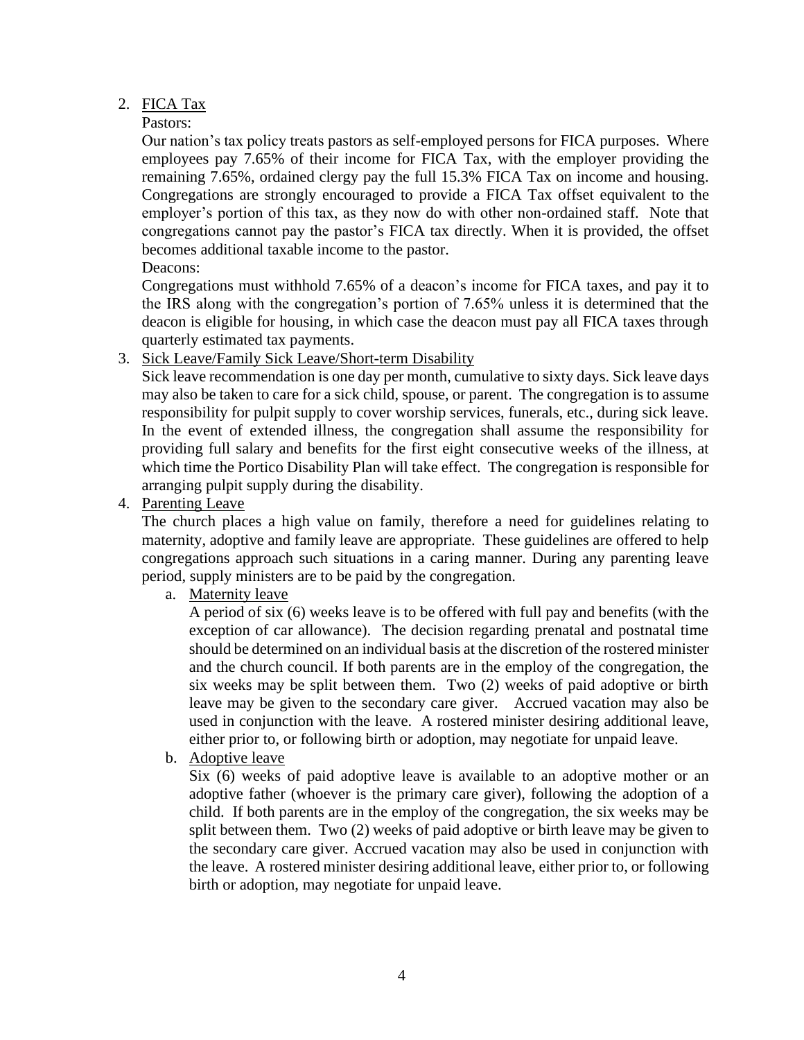2. <u>FICA Tax</u>

   Pastors:

   Our nation's tax policy treats pastors as self-employed persons for FICA purposes. Where employees pay 7.65% of their income for FICA Tax, with the employer providing the remaining 7.65%, ordained clergy pay the full 15.3% FICA Tax on income and housing. Congregations are strongly encouraged to provide a FICA Tax offset equivalent to the employer's portion of this tax, as they now do with other non-ordained staff. Note that congregations cannot pay the pastor's FICA tax directly. When it is provided, the offset becomes additional taxable income to the pastor.

   Deacons:

   Congregations must withhold 7.65% of a deacon's income for FICA taxes, and pay it to the IRS along with the congregation's portion of 7.65% unless it is determined that the deacon is eligible for housing, in which case the deacon must pay all FICA taxes through quarterly estimated tax payments.

3. <u>Sick Leave/Family Sick Leave/Short-term Disability</u>

   Sick leave recommendation is one day per month, cumulative to sixty days. Sick leave days may also be taken to care for a sick child, spouse, or parent. The congregation is to assume responsibility for pulpit supply to cover worship services, funerals, etc., during sick leave. In the event of extended illness, the congregation shall assume the responsibility for providing full salary and benefits for the first eight consecutive weeks of the illness, at which time the Portico Disability Plan will take effect. The congregation is responsible for arranging pulpit supply during the disability.

4. <u>Parenting Leave</u>

   The church places a high value on family, therefore a need for guidelines relating to maternity, adoptive and family leave are appropriate. These guidelines are offered to help congregations approach such situations in a caring manner. During any parenting leave period, supply ministers are to be paid by the congregation.

   a. <u>Maternity leave</u>

      A period of six (6) weeks leave is to be offered with full pay and benefits (with the exception of car allowance). The decision regarding prenatal and postnatal time should be determined on an individual basis at the discretion of the rostered minister and the church council. If both parents are in the employ of the congregation, the six weeks may be split between them. Two (2) weeks of paid adoptive or birth leave may be given to the secondary care giver. Accrued vacation may also be used in conjunction with the leave. A rostered minister desiring additional leave, either prior to, or following birth or adoption, may negotiate for unpaid leave.

   b. <u>Adoptive leave</u>

      Six (6) weeks of paid adoptive leave is available to an adoptive mother or an adoptive father (whoever is the primary care giver), following the adoption of a child. If both parents are in the employ of the congregation, the six weeks may be split between them. Two (2) weeks of paid adoptive or birth leave may be given to the secondary care giver. Accrued vacation may also be used in conjunction with the leave. A rostered minister desiring additional leave, either prior to, or following birth or adoption, may negotiate for unpaid leave.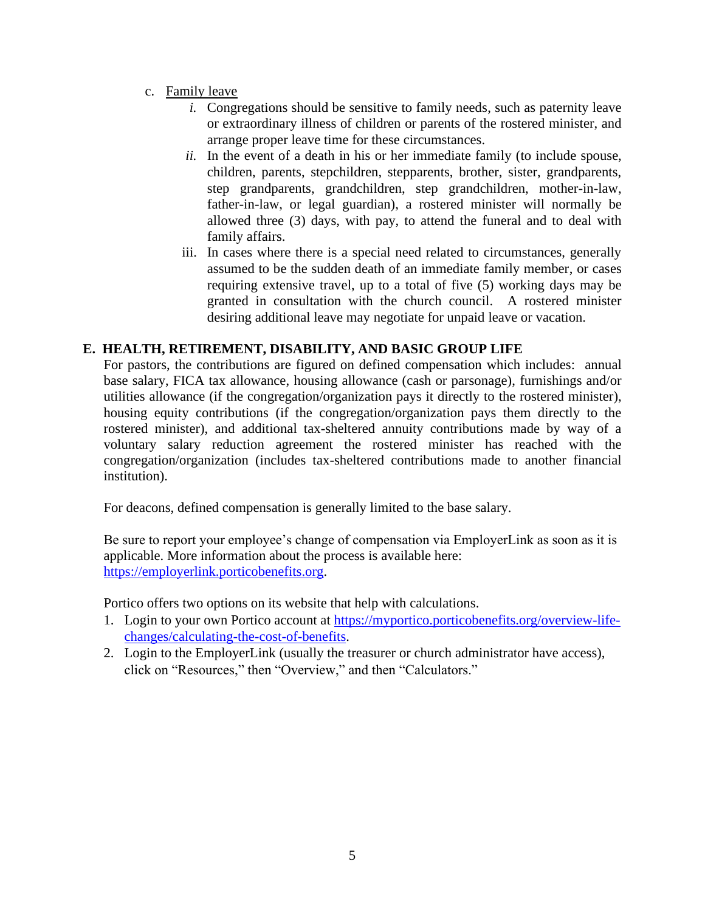c. Family leave

   *i.* Congregations should be sensitive to family needs, such as paternity leave or extraordinary illness of children or parents of the rostered minister, and arrange proper leave time for these circumstances.

   *ii.* In the event of a death in his or her immediate family (to include spouse, children, parents, stepchildren, stepparents, brother, sister, grandparents, step grandparents, grandchildren, step grandchildren, mother-in-law, father-in-law, or legal guardian), a rostered minister will normally be allowed three (3) days, with pay, to attend the funeral and to deal with family affairs.

   iii. In cases where there is a special need related to circumstances, generally assumed to be the sudden death of an immediate family member, or cases requiring extensive travel, up to a total of five (5) working days may be granted in consultation with the church council. A rostered minister desiring additional leave may negotiate for unpaid leave or vacation.

## E. HEALTH, RETIREMENT, DISABILITY, AND BASIC GROUP LIFE

For pastors, the contributions are figured on defined compensation which includes: annual base salary, FICA tax allowance, housing allowance (cash or parsonage), furnishings and/or utilities allowance (if the congregation/organization pays it directly to the rostered minister), housing equity contributions (if the congregation/organization pays them directly to the rostered minister), and additional tax-sheltered annuity contributions made by way of a voluntary salary reduction agreement the rostered minister has reached with the congregation/organization (includes tax-sheltered contributions made to another financial institution).

For deacons, defined compensation is generally limited to the base salary.

Be sure to report your employee's change of compensation via EmployerLink as soon as it is applicable. More information about the process is available here: https://employerlink.porticobenefits.org.

Portico offers two options on its website that help with calculations.

1. Login to your own Portico account at https://myportico.porticobenefits.org/overview-life-changes/calculating-the-cost-of-benefits.
2. Login to the EmployerLink (usually the treasurer or church administrator have access), click on "Resources," then "Overview," and then "Calculators."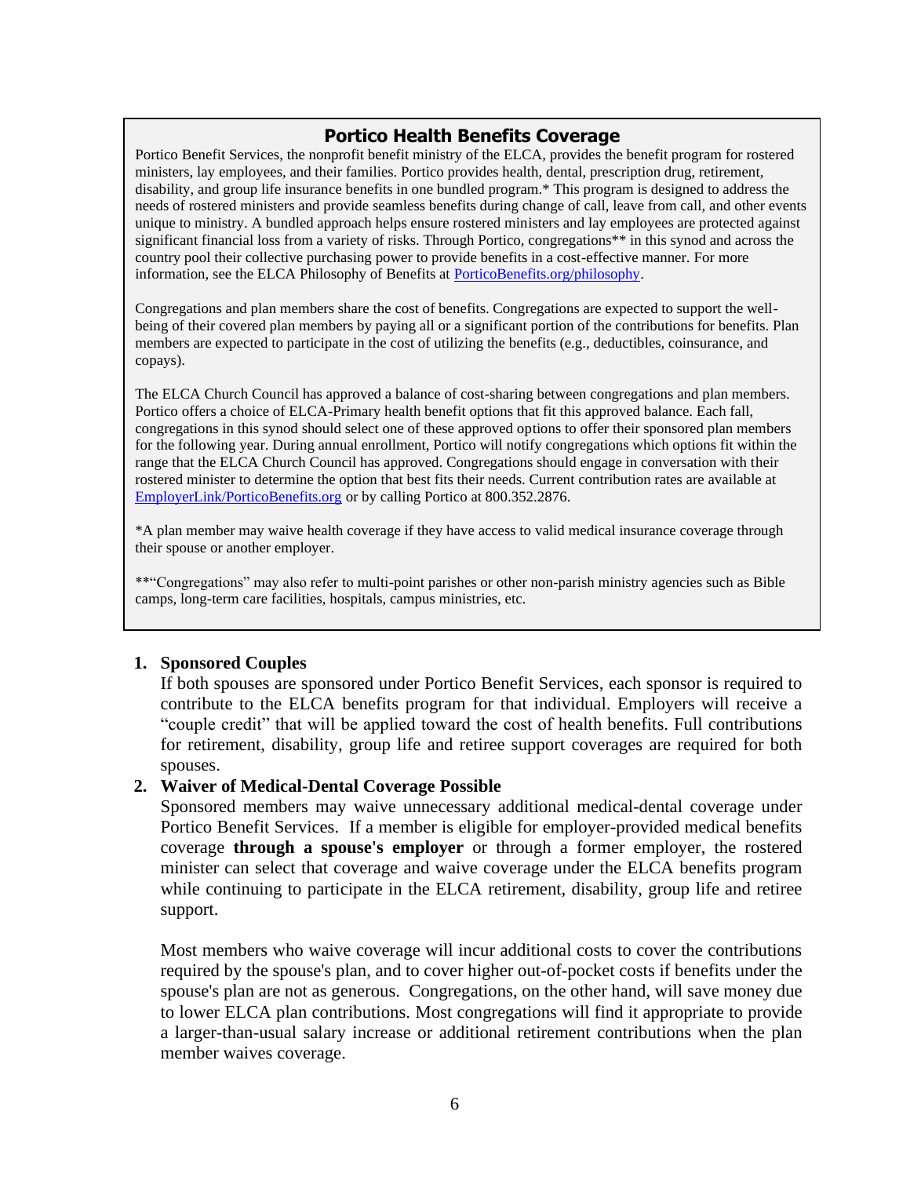## Portico Health Benefits Coverage

Portico Benefit Services, the nonprofit benefit ministry of the ELCA, provides the benefit program for rostered ministers, lay employees, and their families. Portico provides health, dental, prescription drug, retirement, disability, and group life insurance benefits in one bundled program.* This program is designed to address the needs of rostered ministers and provide seamless benefits during change of call, leave from call, and other events unique to ministry. A bundled approach helps ensure rostered ministers and lay employees are protected against significant financial loss from a variety of risks. Through Portico, congregations** in this synod and across the country pool their collective purchasing power to provide benefits in a cost-effective manner. For more information, see the ELCA Philosophy of Benefits at [PorticoBenefits.org/philosophy](PorticoBenefits.org/philosophy).

Congregations and plan members share the cost of benefits. Congregations are expected to support the well-being of their covered plan members by paying all or a significant portion of the contributions for benefits. Plan members are expected to participate in the cost of utilizing the benefits (e.g., deductibles, coinsurance, and copays).

The ELCA Church Council has approved a balance of cost-sharing between congregations and plan members. Portico offers a choice of ELCA-Primary health benefit options that fit this approved balance. Each fall, congregations in this synod should select one of these approved options to offer their sponsored plan members for the following year. During annual enrollment, Portico will notify congregations which options fit within the range that the ELCA Church Council has approved. Congregations should engage in conversation with their rostered minister to determine the option that best fits their needs. Current contribution rates are available at [EmployerLink/PorticoBenefits.org](EmployerLink/PorticoBenefits.org) or by calling Portico at 800.352.2876.

*A plan member may waive health coverage if they have access to valid medical insurance coverage through their spouse or another employer.

**"Congregations" may also refer to multi-point parishes or other non-parish ministry agencies such as Bible camps, long-term care facilities, hospitals, campus ministries, etc.

1. **Sponsored Couples**
   If both spouses are sponsored under Portico Benefit Services, each sponsor is required to contribute to the ELCA benefits program for that individual. Employers will receive a "couple credit" that will be applied toward the cost of health benefits. Full contributions for retirement, disability, group life and retiree support coverages are required for both spouses.

2. **Waiver of Medical-Dental Coverage Possible**
   Sponsored members may waive unnecessary additional medical-dental coverage under Portico Benefit Services. If a member is eligible for employer-provided medical benefits coverage **through a spouse's employer** or through a former employer, the rostered minister can select that coverage and waive coverage under the ELCA benefits program while continuing to participate in the ELCA retirement, disability, group life and retiree support.

   Most members who waive coverage will incur additional costs to cover the contributions required by the spouse's plan, and to cover higher out-of-pocket costs if benefits under the spouse's plan are not as generous. Congregations, on the other hand, will save money due to lower ELCA plan contributions. Most congregations will find it appropriate to provide a larger-than-usual salary increase or additional retirement contributions when the plan member waives coverage.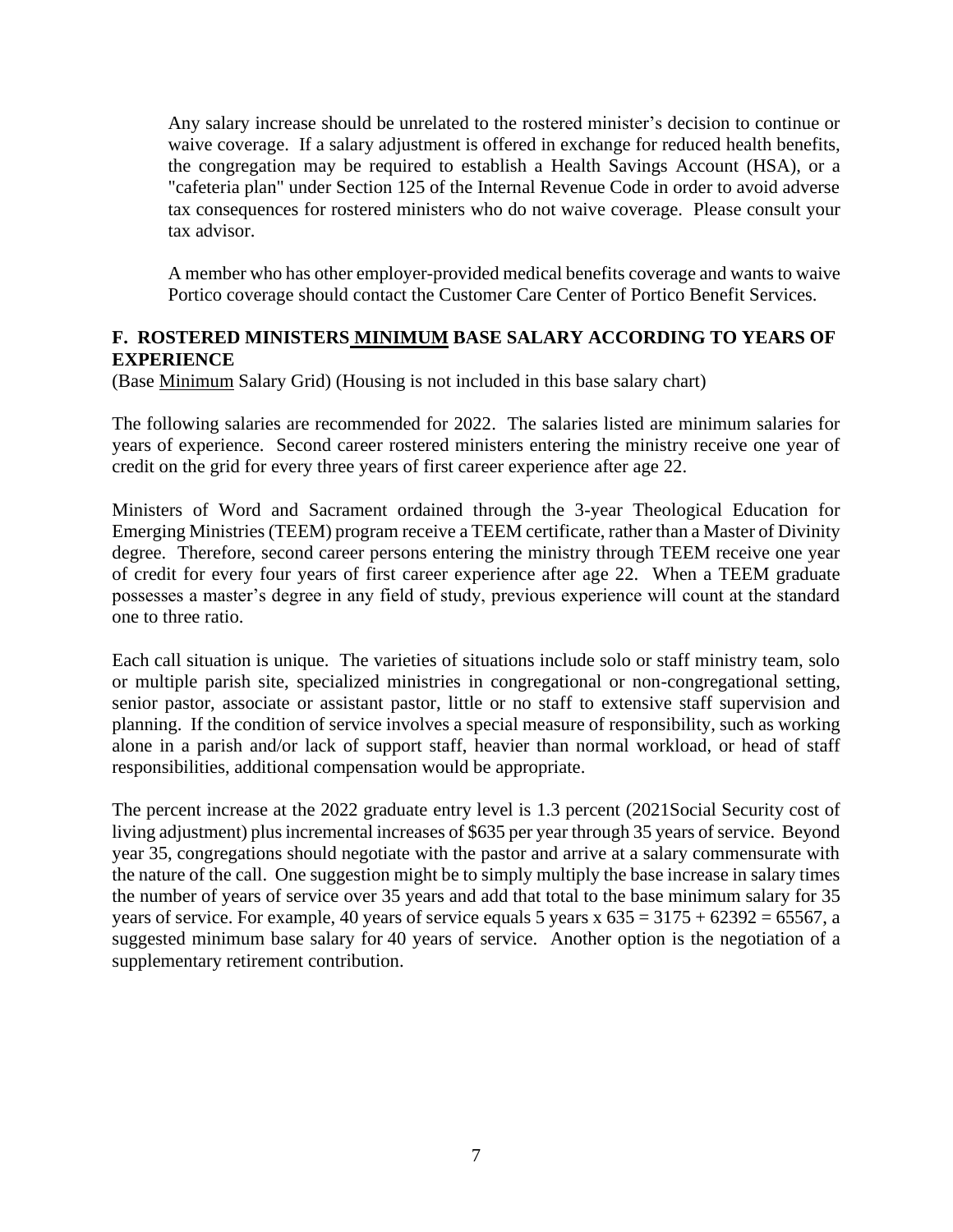Any salary increase should be unrelated to the rostered minister's decision to continue or waive coverage. If a salary adjustment is offered in exchange for reduced health benefits, the congregation may be required to establish a Health Savings Account (HSA), or a "cafeteria plan" under Section 125 of the Internal Revenue Code in order to avoid adverse tax consequences for rostered ministers who do not waive coverage. Please consult your tax advisor.

A member who has other employer-provided medical benefits coverage and wants to waive Portico coverage should contact the Customer Care Center of Portico Benefit Services.

## F. ROSTERED MINISTERS MINIMUM BASE SALARY ACCORDING TO YEARS OF EXPERIENCE

(Base Minimum Salary Grid) (Housing is not included in this base salary chart)

The following salaries are recommended for 2022. The salaries listed are minimum salaries for years of experience. Second career rostered ministers entering the ministry receive one year of credit on the grid for every three years of first career experience after age 22.

Ministers of Word and Sacrament ordained through the 3-year Theological Education for Emerging Ministries (TEEM) program receive a TEEM certificate, rather than a Master of Divinity degree. Therefore, second career persons entering the ministry through TEEM receive one year of credit for every four years of first career experience after age 22. When a TEEM graduate possesses a master's degree in any field of study, previous experience will count at the standard one to three ratio.

Each call situation is unique. The varieties of situations include solo or staff ministry team, solo or multiple parish site, specialized ministries in congregational or non-congregational setting, senior pastor, associate or assistant pastor, little or no staff to extensive staff supervision and planning. If the condition of service involves a special measure of responsibility, such as working alone in a parish and/or lack of support staff, heavier than normal workload, or head of staff responsibilities, additional compensation would be appropriate.

The percent increase at the 2022 graduate entry level is 1.3 percent (2021Social Security cost of living adjustment) plus incremental increases of $635 per year through 35 years of service. Beyond year 35, congregations should negotiate with the pastor and arrive at a salary commensurate with the nature of the call. One suggestion might be to simply multiply the base increase in salary times the number of years of service over 35 years and add that total to the base minimum salary for 35 years of service. For example, 40 years of service equals 5 years x 635 = 3175 + 62392 = 65567, a suggested minimum base salary for 40 years of service. Another option is the negotiation of a supplementary retirement contribution.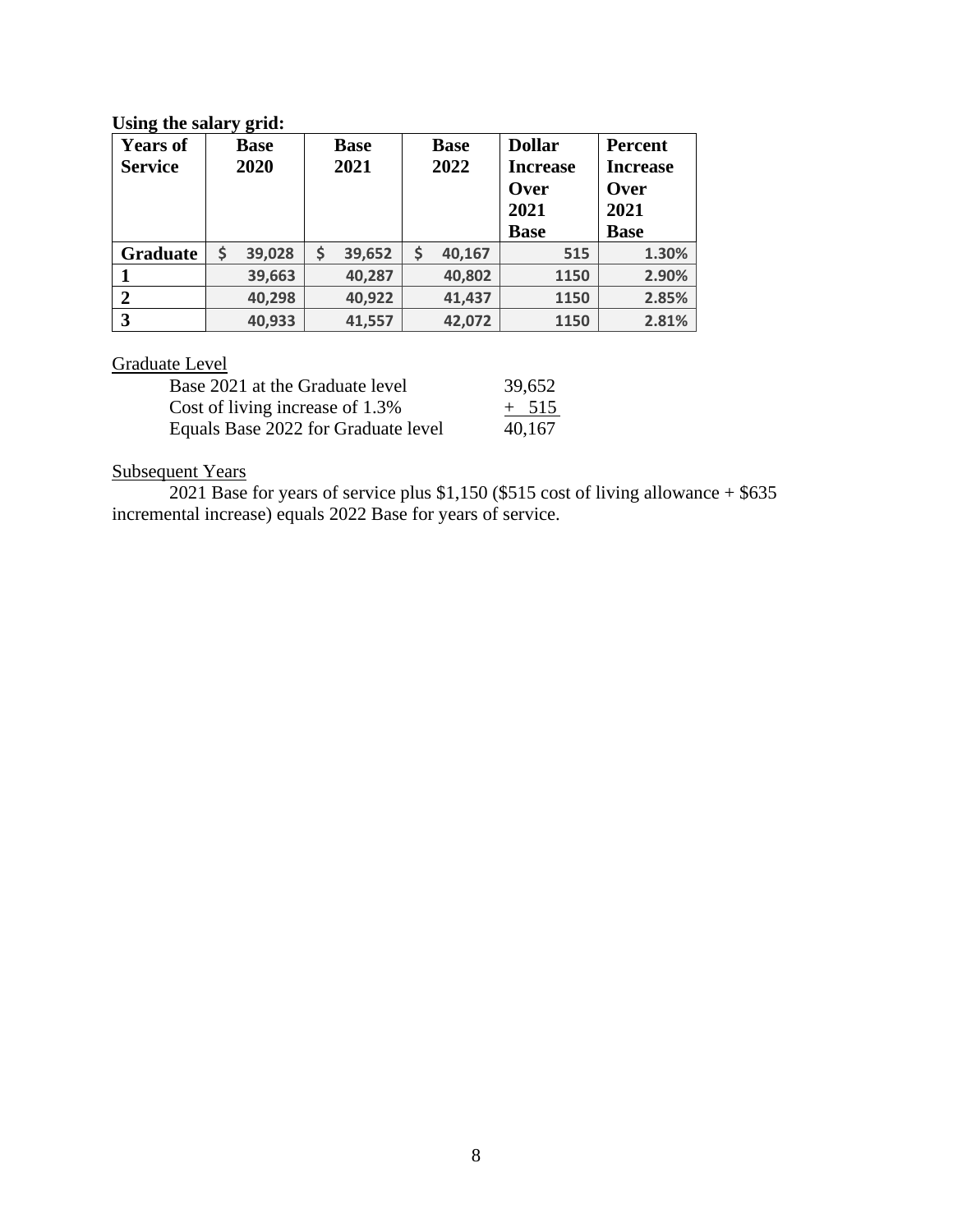**Using the salary grid:**

| Years of Service | Base 2020 | Base 2021 | Base 2022 | Dollar Increase Over 2021 Base | Percent Increase Over 2021 Base |
|---|---|---|---|---|---|
| **Graduate** | $ 39,028 | $ 39,652 | $ 40,167 | 515 | 1.30% |
| **1** | 39,663 | 40,287 | 40,802 | 1150 | 2.90% |
| **2** | 40,298 | 40,922 | 41,437 | 1150 | 2.85% |
| **3** | 40,933 | 41,557 | 42,072 | 1150 | 2.81% |

<u>Graduate Level</u>

| | |
|---|---|
| Base 2021 at the Graduate level | 39,652 |
| Cost of living increase of 1.3% | + 515 |
| Equals Base 2022 for Graduate level | 40,167 |

<u>Subsequent Years</u>

2021 Base for years of service plus $1,150 ($515 cost of living allowance + $635 incremental increase) equals 2022 Base for years of service.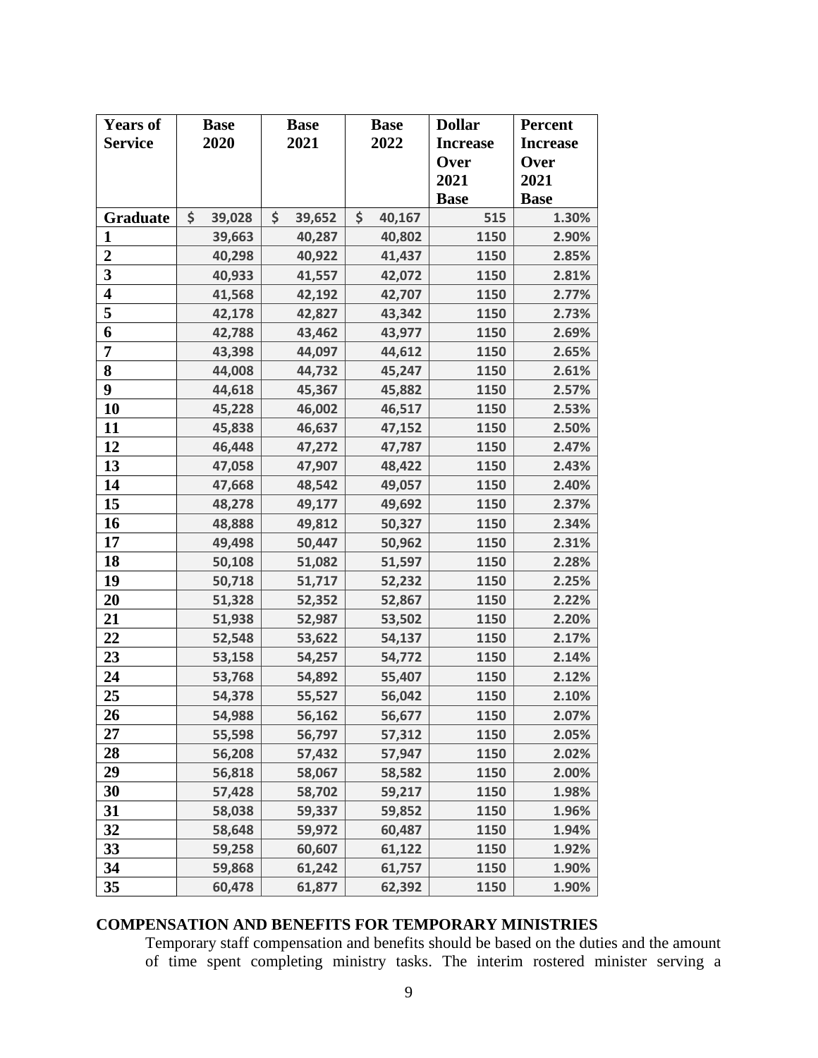| Years of Service | Base 2020 | Base 2021 | Base 2022 | Dollar Increase Over 2021 Base | Percent Increase Over 2021 Base |
|---|---|---|---|---|---|
| Graduate | $ 39,028 | $ 39,652 | $ 40,167 | 515 | 1.30% |
| 1 | 39,663 | 40,287 | 40,802 | 1150 | 2.90% |
| 2 | 40,298 | 40,922 | 41,437 | 1150 | 2.85% |
| 3 | 40,933 | 41,557 | 42,072 | 1150 | 2.81% |
| 4 | 41,568 | 42,192 | 42,707 | 1150 | 2.77% |
| 5 | 42,178 | 42,827 | 43,342 | 1150 | 2.73% |
| 6 | 42,788 | 43,462 | 43,977 | 1150 | 2.69% |
| 7 | 43,398 | 44,097 | 44,612 | 1150 | 2.65% |
| 8 | 44,008 | 44,732 | 45,247 | 1150 | 2.61% |
| 9 | 44,618 | 45,367 | 45,882 | 1150 | 2.57% |
| 10 | 45,228 | 46,002 | 46,517 | 1150 | 2.53% |
| 11 | 45,838 | 46,637 | 47,152 | 1150 | 2.50% |
| 12 | 46,448 | 47,272 | 47,787 | 1150 | 2.47% |
| 13 | 47,058 | 47,907 | 48,422 | 1150 | 2.43% |
| 14 | 47,668 | 48,542 | 49,057 | 1150 | 2.40% |
| 15 | 48,278 | 49,177 | 49,692 | 1150 | 2.37% |
| 16 | 48,888 | 49,812 | 50,327 | 1150 | 2.34% |
| 17 | 49,498 | 50,447 | 50,962 | 1150 | 2.31% |
| 18 | 50,108 | 51,082 | 51,597 | 1150 | 2.28% |
| 19 | 50,718 | 51,717 | 52,232 | 1150 | 2.25% |
| 20 | 51,328 | 52,352 | 52,867 | 1150 | 2.22% |
| 21 | 51,938 | 52,987 | 53,502 | 1150 | 2.20% |
| 22 | 52,548 | 53,622 | 54,137 | 1150 | 2.17% |
| 23 | 53,158 | 54,257 | 54,772 | 1150 | 2.14% |
| 24 | 53,768 | 54,892 | 55,407 | 1150 | 2.12% |
| 25 | 54,378 | 55,527 | 56,042 | 1150 | 2.10% |
| 26 | 54,988 | 56,162 | 56,677 | 1150 | 2.07% |
| 27 | 55,598 | 56,797 | 57,312 | 1150 | 2.05% |
| 28 | 56,208 | 57,432 | 57,947 | 1150 | 2.02% |
| 29 | 56,818 | 58,067 | 58,582 | 1150 | 2.00% |
| 30 | 57,428 | 58,702 | 59,217 | 1150 | 1.98% |
| 31 | 58,038 | 59,337 | 59,852 | 1150 | 1.96% |
| 32 | 58,648 | 59,972 | 60,487 | 1150 | 1.94% |
| 33 | 59,258 | 60,607 | 61,122 | 1150 | 1.92% |
| 34 | 59,868 | 61,242 | 61,757 | 1150 | 1.90% |
| 35 | 60,478 | 61,877 | 62,392 | 1150 | 1.90% |

## COMPENSATION AND BENEFITS FOR TEMPORARY MINISTRIES

Temporary staff compensation and benefits should be based on the duties and the amount of time spent completing ministry tasks. The interim rostered minister serving a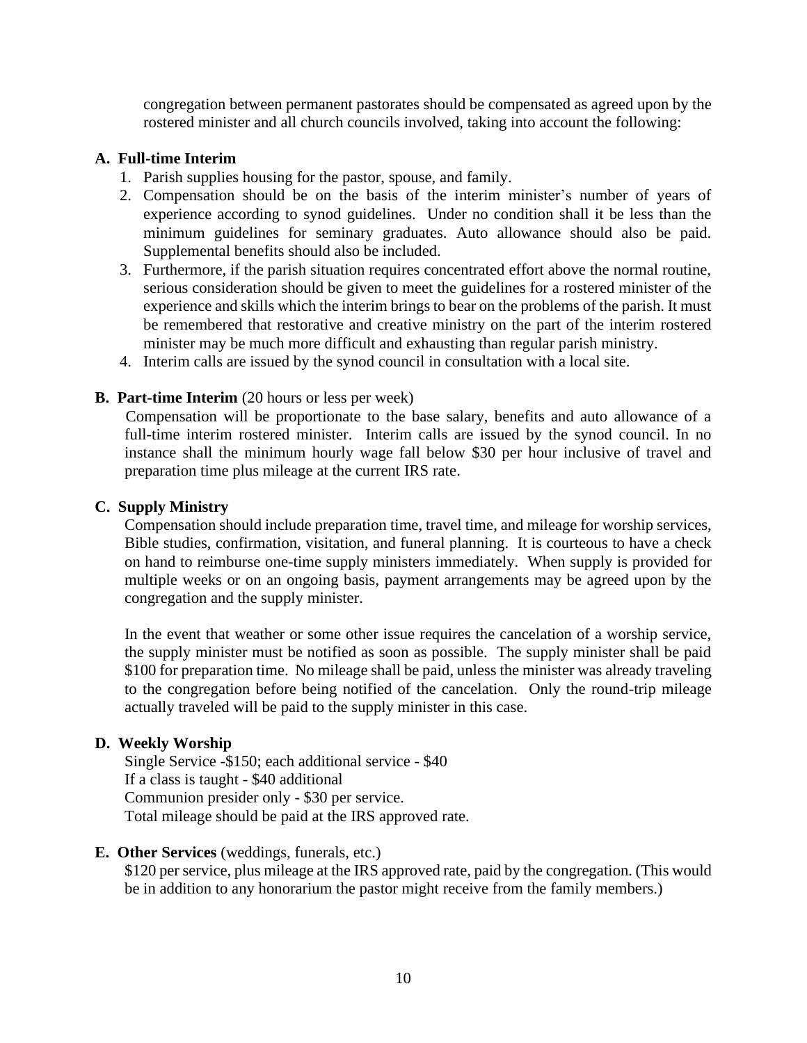congregation between permanent pastorates should be compensated as agreed upon by the rostered minister and all church councils involved, taking into account the following:

**A. Full-time Interim**

1. Parish supplies housing for the pastor, spouse, and family.
2. Compensation should be on the basis of the interim minister's number of years of experience according to synod guidelines. Under no condition shall it be less than the minimum guidelines for seminary graduates. Auto allowance should also be paid. Supplemental benefits should also be included.
3. Furthermore, if the parish situation requires concentrated effort above the normal routine, serious consideration should be given to meet the guidelines for a rostered minister of the experience and skills which the interim brings to bear on the problems of the parish. It must be remembered that restorative and creative ministry on the part of the interim rostered minister may be much more difficult and exhausting than regular parish ministry.
4. Interim calls are issued by the synod council in consultation with a local site.

**B. Part-time Interim** (20 hours or less per week)

Compensation will be proportionate to the base salary, benefits and auto allowance of a full-time interim rostered minister. Interim calls are issued by the synod council. In no instance shall the minimum hourly wage fall below $30 per hour inclusive of travel and preparation time plus mileage at the current IRS rate.

**C. Supply Ministry**

Compensation should include preparation time, travel time, and mileage for worship services, Bible studies, confirmation, visitation, and funeral planning. It is courteous to have a check on hand to reimburse one-time supply ministers immediately. When supply is provided for multiple weeks or on an ongoing basis, payment arrangements may be agreed upon by the congregation and the supply minister.

In the event that weather or some other issue requires the cancelation of a worship service, the supply minister must be notified as soon as possible. The supply minister shall be paid $100 for preparation time. No mileage shall be paid, unless the minister was already traveling to the congregation before being notified of the cancelation. Only the round-trip mileage actually traveled will be paid to the supply minister in this case.

**D. Weekly Worship**

Single Service -$150; each additional service - $40
If a class is taught - $40 additional
Communion presider only - $30 per service.
Total mileage should be paid at the IRS approved rate.

**E. Other Services** (weddings, funerals, etc.)

$120 per service, plus mileage at the IRS approved rate, paid by the congregation. (This would be in addition to any honorarium the pastor might receive from the family members.)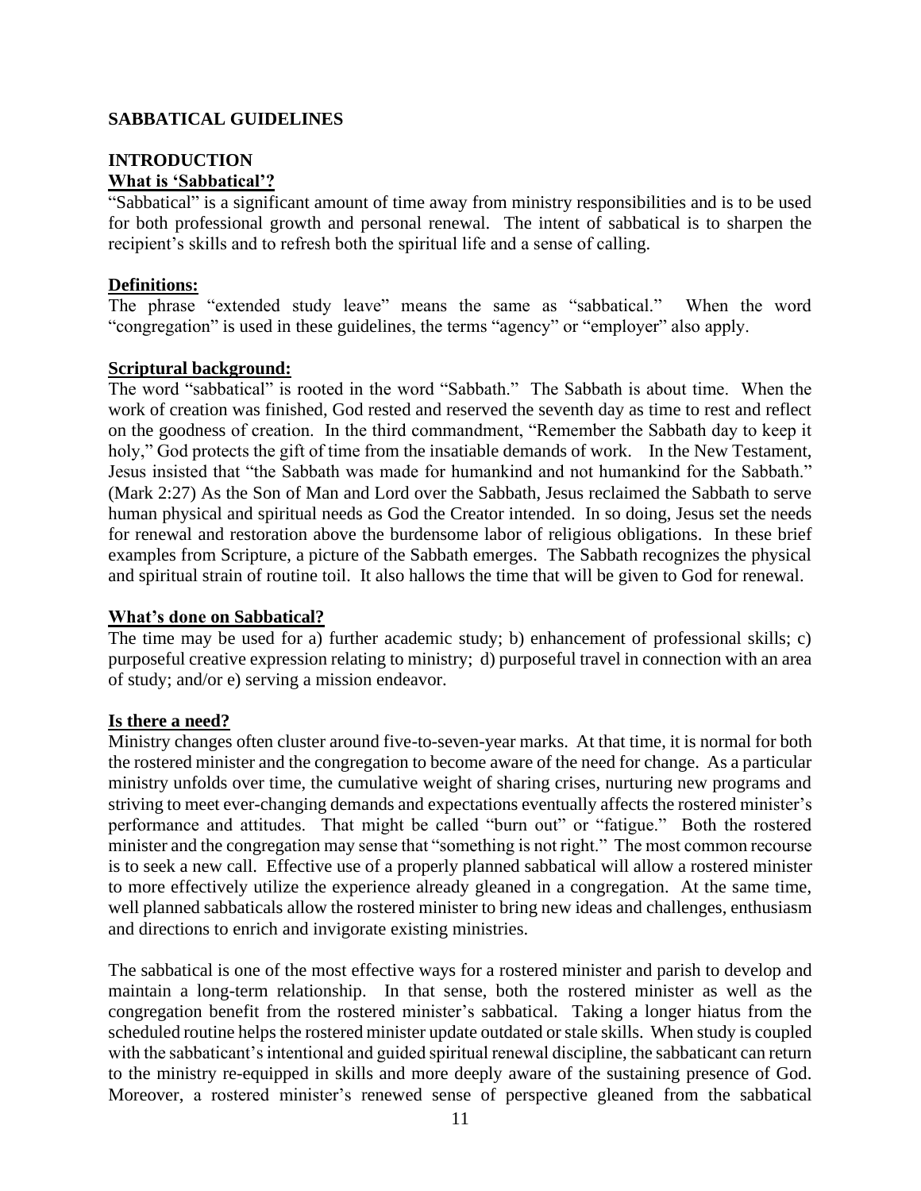## SABBATICAL GUIDELINES

### INTRODUCTION

**What is 'Sabbatical'?**

"Sabbatical" is a significant amount of time away from ministry responsibilities and is to be used for both professional growth and personal renewal. The intent of sabbatical is to sharpen the recipient's skills and to refresh both the spiritual life and a sense of calling.

**Definitions:**

The phrase "extended study leave" means the same as "sabbatical." When the word "congregation" is used in these guidelines, the terms "agency" or "employer" also apply.

**Scriptural background:**

The word "sabbatical" is rooted in the word "Sabbath." The Sabbath is about time. When the work of creation was finished, God rested and reserved the seventh day as time to rest and reflect on the goodness of creation. In the third commandment, "Remember the Sabbath day to keep it holy," God protects the gift of time from the insatiable demands of work. In the New Testament, Jesus insisted that "the Sabbath was made for humankind and not humankind for the Sabbath." (Mark 2:27) As the Son of Man and Lord over the Sabbath, Jesus reclaimed the Sabbath to serve human physical and spiritual needs as God the Creator intended. In so doing, Jesus set the needs for renewal and restoration above the burdensome labor of religious obligations. In these brief examples from Scripture, a picture of the Sabbath emerges. The Sabbath recognizes the physical and spiritual strain of routine toil. It also hallows the time that will be given to God for renewal.

**What's done on Sabbatical?**

The time may be used for a) further academic study; b) enhancement of professional skills; c) purposeful creative expression relating to ministry; d) purposeful travel in connection with an area of study; and/or e) serving a mission endeavor.

**Is there a need?**

Ministry changes often cluster around five-to-seven-year marks. At that time, it is normal for both the rostered minister and the congregation to become aware of the need for change. As a particular ministry unfolds over time, the cumulative weight of sharing crises, nurturing new programs and striving to meet ever-changing demands and expectations eventually affects the rostered minister's performance and attitudes. That might be called "burn out" or "fatigue." Both the rostered minister and the congregation may sense that "something is not right." The most common recourse is to seek a new call. Effective use of a properly planned sabbatical will allow a rostered minister to more effectively utilize the experience already gleaned in a congregation. At the same time, well planned sabbaticals allow the rostered minister to bring new ideas and challenges, enthusiasm and directions to enrich and invigorate existing ministries.

The sabbatical is one of the most effective ways for a rostered minister and parish to develop and maintain a long-term relationship. In that sense, both the rostered minister as well as the congregation benefit from the rostered minister's sabbatical. Taking a longer hiatus from the scheduled routine helps the rostered minister update outdated or stale skills. When study is coupled with the sabbaticant's intentional and guided spiritual renewal discipline, the sabbaticant can return to the ministry re-equipped in skills and more deeply aware of the sustaining presence of God. Moreover, a rostered minister's renewed sense of perspective gleaned from the sabbatical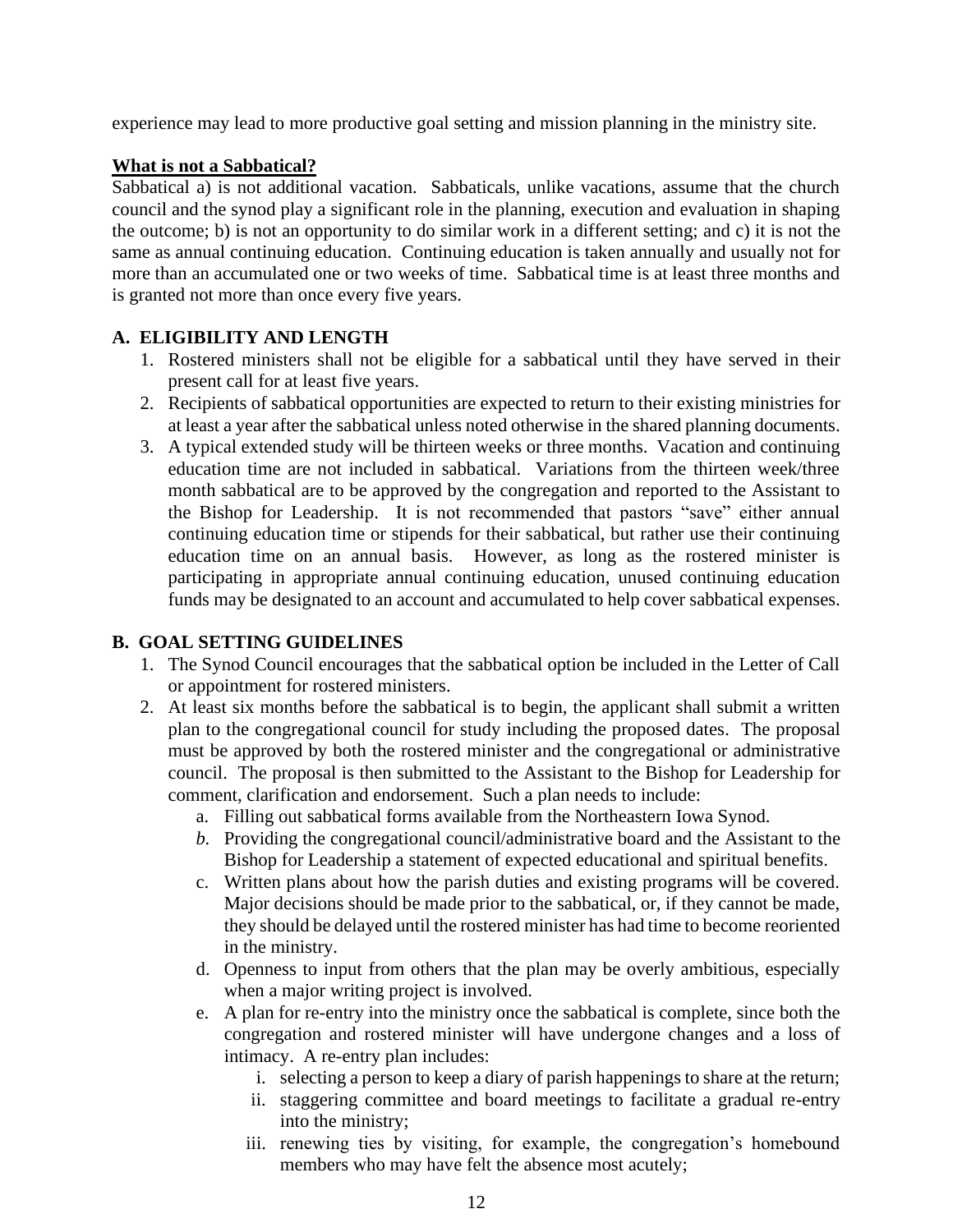experience may lead to more productive goal setting and mission planning in the ministry site.

**<u>What is not a Sabbatical?</u>**

Sabbatical a) is not additional vacation. Sabbaticals, unlike vacations, assume that the church council and the synod play a significant role in the planning, execution and evaluation in shaping the outcome; b) is not an opportunity to do similar work in a different setting; and c) it is not the same as annual continuing education. Continuing education is taken annually and usually not for more than an accumulated one or two weeks of time. Sabbatical time is at least three months and is granted not more than once every five years.

### A. ELIGIBILITY AND LENGTH

1. Rostered ministers shall not be eligible for a sabbatical until they have served in their present call for at least five years.
2. Recipients of sabbatical opportunities are expected to return to their existing ministries for at least a year after the sabbatical unless noted otherwise in the shared planning documents.
3. A typical extended study will be thirteen weeks or three months. Vacation and continuing education time are not included in sabbatical. Variations from the thirteen week/three month sabbatical are to be approved by the congregation and reported to the Assistant to the Bishop for Leadership. It is not recommended that pastors "save" either annual continuing education time or stipends for their sabbatical, but rather use their continuing education time on an annual basis. However, as long as the rostered minister is participating in appropriate annual continuing education, unused continuing education funds may be designated to an account and accumulated to help cover sabbatical expenses.

### B. GOAL SETTING GUIDELINES

1. The Synod Council encourages that the sabbatical option be included in the Letter of Call or appointment for rostered ministers.
2. At least six months before the sabbatical is to begin, the applicant shall submit a written plan to the congregational council for study including the proposed dates. The proposal must be approved by both the rostered minister and the congregational or administrative council. The proposal is then submitted to the Assistant to the Bishop for Leadership for comment, clarification and endorsement. Such a plan needs to include:
   a. Filling out sabbatical forms available from the Northeastern Iowa Synod.
   *b.* Providing the congregational council/administrative board and the Assistant to the Bishop for Leadership a statement of expected educational and spiritual benefits.
   c. Written plans about how the parish duties and existing programs will be covered. Major decisions should be made prior to the sabbatical, or, if they cannot be made, they should be delayed until the rostered minister has had time to become reoriented in the ministry.
   d. Openness to input from others that the plan may be overly ambitious, especially when a major writing project is involved.
   e. A plan for re-entry into the ministry once the sabbatical is complete, since both the congregation and rostered minister will have undergone changes and a loss of intimacy. A re-entry plan includes:
      i. selecting a person to keep a diary of parish happenings to share at the return;
      ii. staggering committee and board meetings to facilitate a gradual re-entry into the ministry;
      iii. renewing ties by visiting, for example, the congregation's homebound members who may have felt the absence most acutely;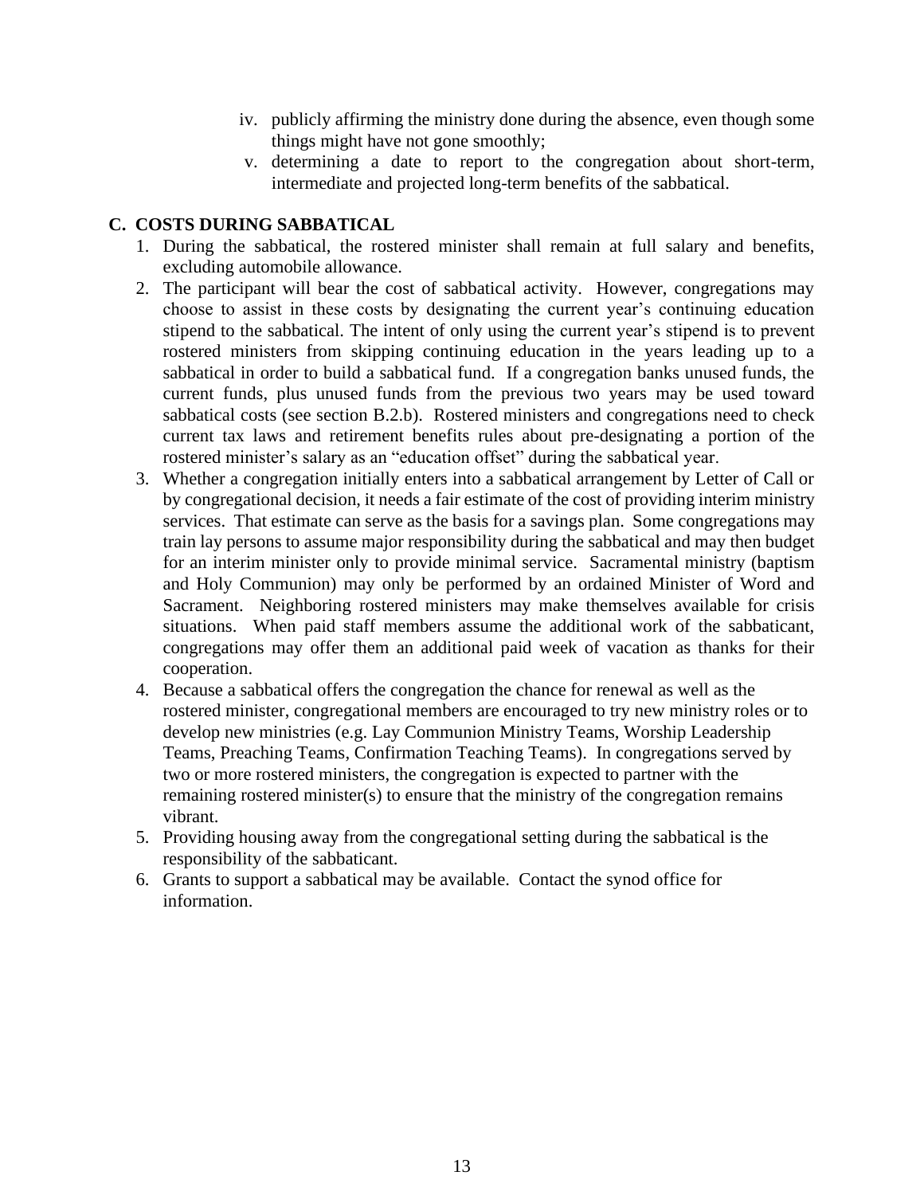iv. publicly affirming the ministry done during the absence, even though some things might have not gone smoothly;
v. determining a date to report to the congregation about short-term, intermediate and projected long-term benefits of the sabbatical.

## C. COSTS DURING SABBATICAL

1. During the sabbatical, the rostered minister shall remain at full salary and benefits, excluding automobile allowance.
2. The participant will bear the cost of sabbatical activity. However, congregations may choose to assist in these costs by designating the current year's continuing education stipend to the sabbatical. The intent of only using the current year's stipend is to prevent rostered ministers from skipping continuing education in the years leading up to a sabbatical in order to build a sabbatical fund. If a congregation banks unused funds, the current funds, plus unused funds from the previous two years may be used toward sabbatical costs (see section B.2.b). Rostered ministers and congregations need to check current tax laws and retirement benefits rules about pre-designating a portion of the rostered minister's salary as an "education offset" during the sabbatical year.
3. Whether a congregation initially enters into a sabbatical arrangement by Letter of Call or by congregational decision, it needs a fair estimate of the cost of providing interim ministry services. That estimate can serve as the basis for a savings plan. Some congregations may train lay persons to assume major responsibility during the sabbatical and may then budget for an interim minister only to provide minimal service. Sacramental ministry (baptism and Holy Communion) may only be performed by an ordained Minister of Word and Sacrament. Neighboring rostered ministers may make themselves available for crisis situations. When paid staff members assume the additional work of the sabbaticant, congregations may offer them an additional paid week of vacation as thanks for their cooperation.
4. Because a sabbatical offers the congregation the chance for renewal as well as the rostered minister, congregational members are encouraged to try new ministry roles or to develop new ministries (e.g. Lay Communion Ministry Teams, Worship Leadership Teams, Preaching Teams, Confirmation Teaching Teams). In congregations served by two or more rostered ministers, the congregation is expected to partner with the remaining rostered minister(s) to ensure that the ministry of the congregation remains vibrant.
5. Providing housing away from the congregational setting during the sabbatical is the responsibility of the sabbaticant.
6. Grants to support a sabbatical may be available. Contact the synod office for information.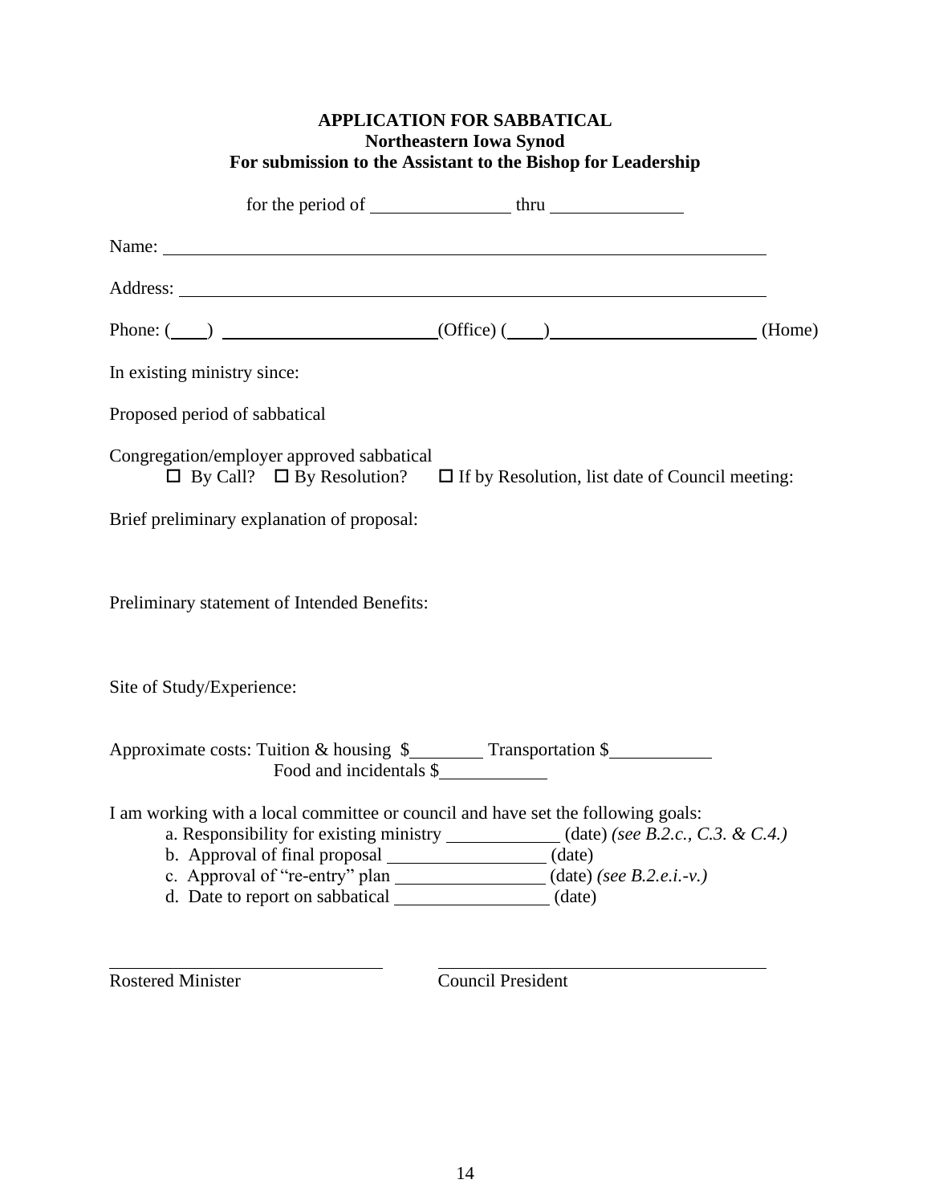**APPLICATION FOR SABBATICAL**
**Northeastern Iowa Synod**
**For submission to the Assistant to the Bishop for Leadership**

for the period of ______________ thru ______________

Name: ____________________________________________________________

Address: __________________________________________________________

Phone: (____) ______________________(Office) (____)______________________ (Home)

In existing ministry since:

Proposed period of sabbatical

Congregation/employer approved sabbatical

☐ By Call? ☐ By Resolution? ☐ If by Resolution, list date of Council meeting:

Brief preliminary explanation of proposal:

Preliminary statement of Intended Benefits:

Site of Study/Experience:

Approximate costs: Tuition & housing $________ Transportation $___________
Food and incidentals $___________

I am working with a local committee or council and have set the following goals:

a. Responsibility for existing ministry ____________ (date) *(see B.2.c., C.3. & C.4.)*
b. Approval of final proposal ________________ (date)
c. Approval of "re-entry" plan ________________ (date) *(see B.2.e.i.-v.)*
d. Date to report on sabbatical ________________ (date)

______________________________ ______________________________
Rostered Minister Council President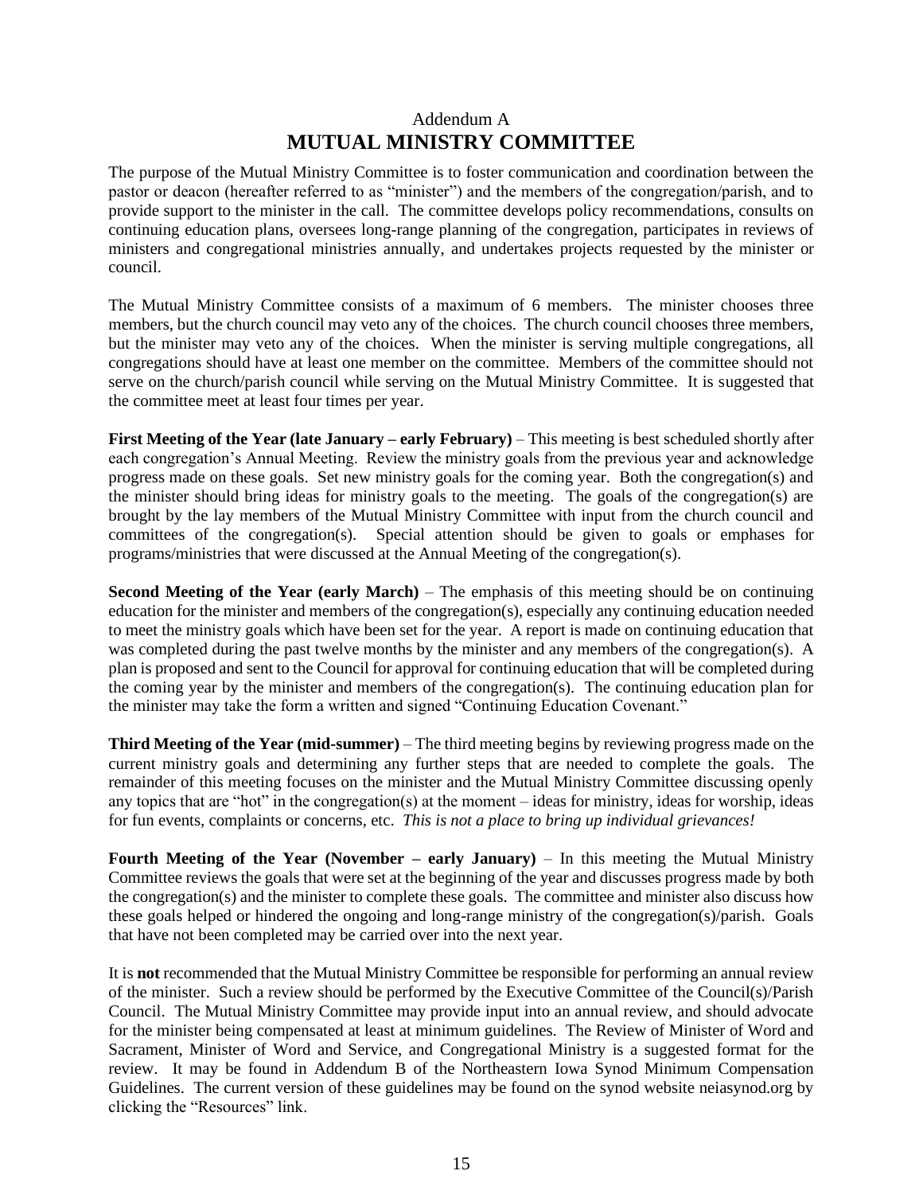Addendum A

# MUTUAL MINISTRY COMMITTEE

The purpose of the Mutual Ministry Committee is to foster communication and coordination between the pastor or deacon (hereafter referred to as "minister") and the members of the congregation/parish, and to provide support to the minister in the call. The committee develops policy recommendations, consults on continuing education plans, oversees long-range planning of the congregation, participates in reviews of ministers and congregational ministries annually, and undertakes projects requested by the minister or council.

The Mutual Ministry Committee consists of a maximum of 6 members. The minister chooses three members, but the church council may veto any of the choices. The church council chooses three members, but the minister may veto any of the choices. When the minister is serving multiple congregations, all congregations should have at least one member on the committee. Members of the committee should not serve on the church/parish council while serving on the Mutual Ministry Committee. It is suggested that the committee meet at least four times per year.

**First Meeting of the Year (late January – early February)** – This meeting is best scheduled shortly after each congregation's Annual Meeting. Review the ministry goals from the previous year and acknowledge progress made on these goals. Set new ministry goals for the coming year. Both the congregation(s) and the minister should bring ideas for ministry goals to the meeting. The goals of the congregation(s) are brought by the lay members of the Mutual Ministry Committee with input from the church council and committees of the congregation(s). Special attention should be given to goals or emphases for programs/ministries that were discussed at the Annual Meeting of the congregation(s).

**Second Meeting of the Year (early March)** – The emphasis of this meeting should be on continuing education for the minister and members of the congregation(s), especially any continuing education needed to meet the ministry goals which have been set for the year. A report is made on continuing education that was completed during the past twelve months by the minister and any members of the congregation(s). A plan is proposed and sent to the Council for approval for continuing education that will be completed during the coming year by the minister and members of the congregation(s). The continuing education plan for the minister may take the form a written and signed "Continuing Education Covenant."

**Third Meeting of the Year (mid-summer)** – The third meeting begins by reviewing progress made on the current ministry goals and determining any further steps that are needed to complete the goals. The remainder of this meeting focuses on the minister and the Mutual Ministry Committee discussing openly any topics that are "hot" in the congregation(s) at the moment – ideas for ministry, ideas for worship, ideas for fun events, complaints or concerns, etc. *This is not a place to bring up individual grievances!*

**Fourth Meeting of the Year (November – early January)** – In this meeting the Mutual Ministry Committee reviews the goals that were set at the beginning of the year and discusses progress made by both the congregation(s) and the minister to complete these goals. The committee and minister also discuss how these goals helped or hindered the ongoing and long-range ministry of the congregation(s)/parish. Goals that have not been completed may be carried over into the next year.

It is **not** recommended that the Mutual Ministry Committee be responsible for performing an annual review of the minister. Such a review should be performed by the Executive Committee of the Council(s)/Parish Council. The Mutual Ministry Committee may provide input into an annual review, and should advocate for the minister being compensated at least at minimum guidelines. The Review of Minister of Word and Sacrament, Minister of Word and Service, and Congregational Ministry is a suggested format for the review. It may be found in Addendum B of the Northeastern Iowa Synod Minimum Compensation Guidelines. The current version of these guidelines may be found on the synod website neiasynod.org by clicking the "Resources" link.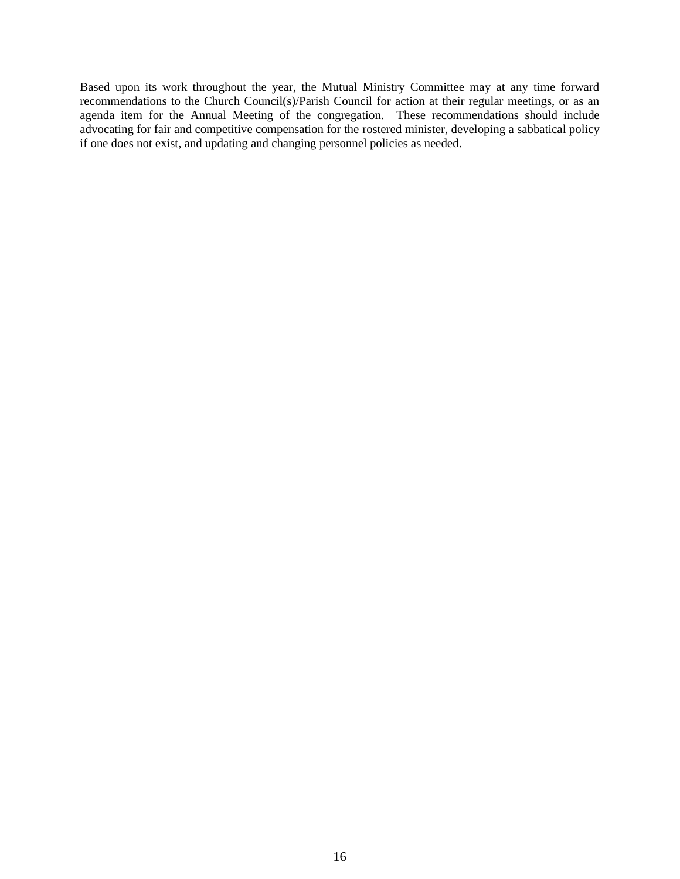Based upon its work throughout the year, the Mutual Ministry Committee may at any time forward recommendations to the Church Council(s)/Parish Council for action at their regular meetings, or as an agenda item for the Annual Meeting of the congregation. These recommendations should include advocating for fair and competitive compensation for the rostered minister, developing a sabbatical policy if one does not exist, and updating and changing personnel policies as needed.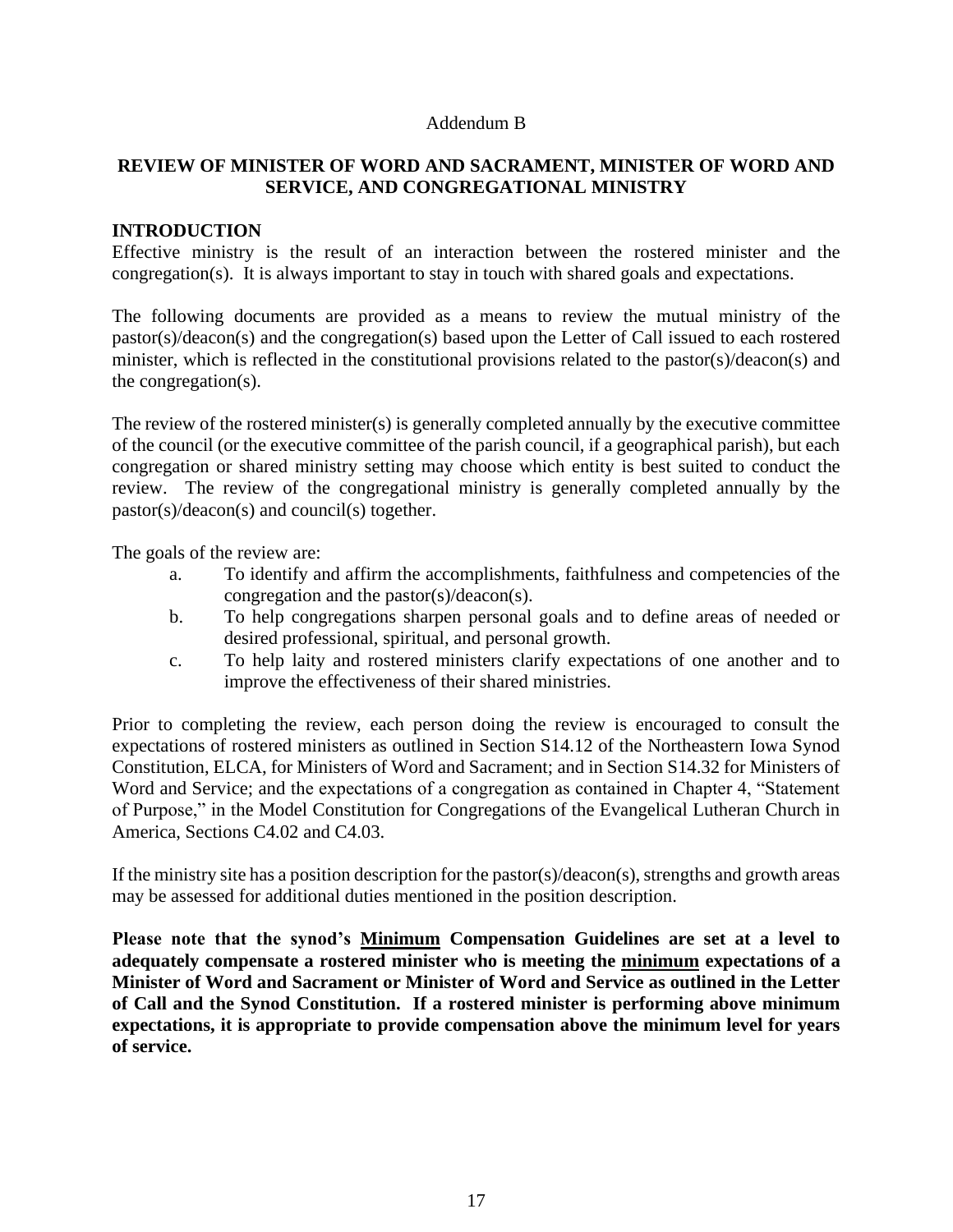Addendum B

## REVIEW OF MINISTER OF WORD AND SACRAMENT, MINISTER OF WORD AND SERVICE, AND CONGREGATIONAL MINISTRY

### INTRODUCTION

Effective ministry is the result of an interaction between the rostered minister and the congregation(s). It is always important to stay in touch with shared goals and expectations.

The following documents are provided as a means to review the mutual ministry of the pastor(s)/deacon(s) and the congregation(s) based upon the Letter of Call issued to each rostered minister, which is reflected in the constitutional provisions related to the pastor(s)/deacon(s) and the congregation(s).

The review of the rostered minister(s) is generally completed annually by the executive committee of the council (or the executive committee of the parish council, if a geographical parish), but each congregation or shared ministry setting may choose which entity is best suited to conduct the review. The review of the congregational ministry is generally completed annually by the pastor(s)/deacon(s) and council(s) together.

The goals of the review are:

- a. To identify and affirm the accomplishments, faithfulness and competencies of the congregation and the pastor(s)/deacon(s).
- b. To help congregations sharpen personal goals and to define areas of needed or desired professional, spiritual, and personal growth.
- c. To help laity and rostered ministers clarify expectations of one another and to improve the effectiveness of their shared ministries.

Prior to completing the review, each person doing the review is encouraged to consult the expectations of rostered ministers as outlined in Section S14.12 of the Northeastern Iowa Synod Constitution, ELCA, for Ministers of Word and Sacrament; and in Section S14.32 for Ministers of Word and Service; and the expectations of a congregation as contained in Chapter 4, "Statement of Purpose," in the Model Constitution for Congregations of the Evangelical Lutheran Church in America, Sections C4.02 and C4.03.

If the ministry site has a position description for the pastor(s)/deacon(s), strengths and growth areas may be assessed for additional duties mentioned in the position description.

**Please note that the synod's <u>Minimum</u> Compensation Guidelines are set at a level to adequately compensate a rostered minister who is meeting the <u>minimum</u> expectations of a Minister of Word and Sacrament or Minister of Word and Service as outlined in the Letter of Call and the Synod Constitution. If a rostered minister is performing above minimum expectations, it is appropriate to provide compensation above the minimum level for years of service.**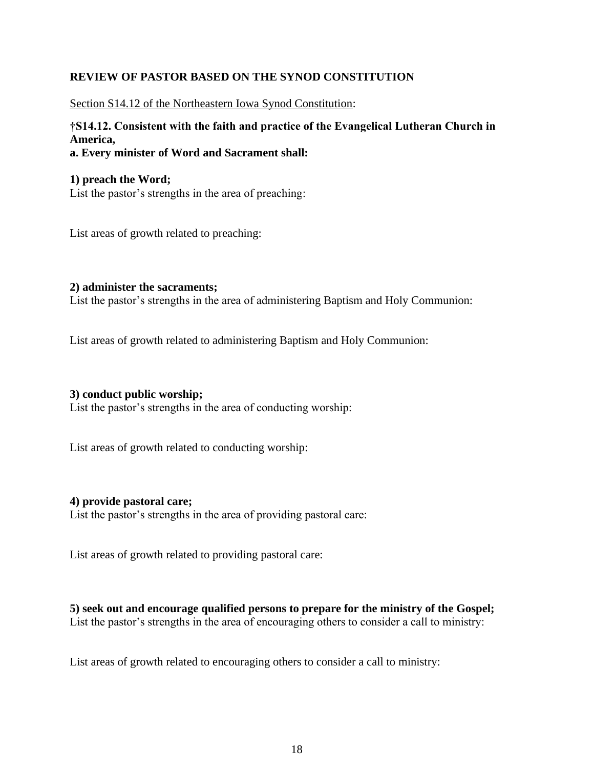## REVIEW OF PASTOR BASED ON THE SYNOD CONSTITUTION

Section S14.12 of the Northeastern Iowa Synod Constitution:

**†S14.12. Consistent with the faith and practice of the Evangelical Lutheran Church in America,**
**a. Every minister of Word and Sacrament shall:**

**1) preach the Word;**
List the pastor's strengths in the area of preaching:

List areas of growth related to preaching:

**2) administer the sacraments;**
List the pastor's strengths in the area of administering Baptism and Holy Communion:

List areas of growth related to administering Baptism and Holy Communion:

**3) conduct public worship;**
List the pastor's strengths in the area of conducting worship:

List areas of growth related to conducting worship:

**4) provide pastoral care;**
List the pastor's strengths in the area of providing pastoral care:

List areas of growth related to providing pastoral care:

**5) seek out and encourage qualified persons to prepare for the ministry of the Gospel;**
List the pastor's strengths in the area of encouraging others to consider a call to ministry:

List areas of growth related to encouraging others to consider a call to ministry: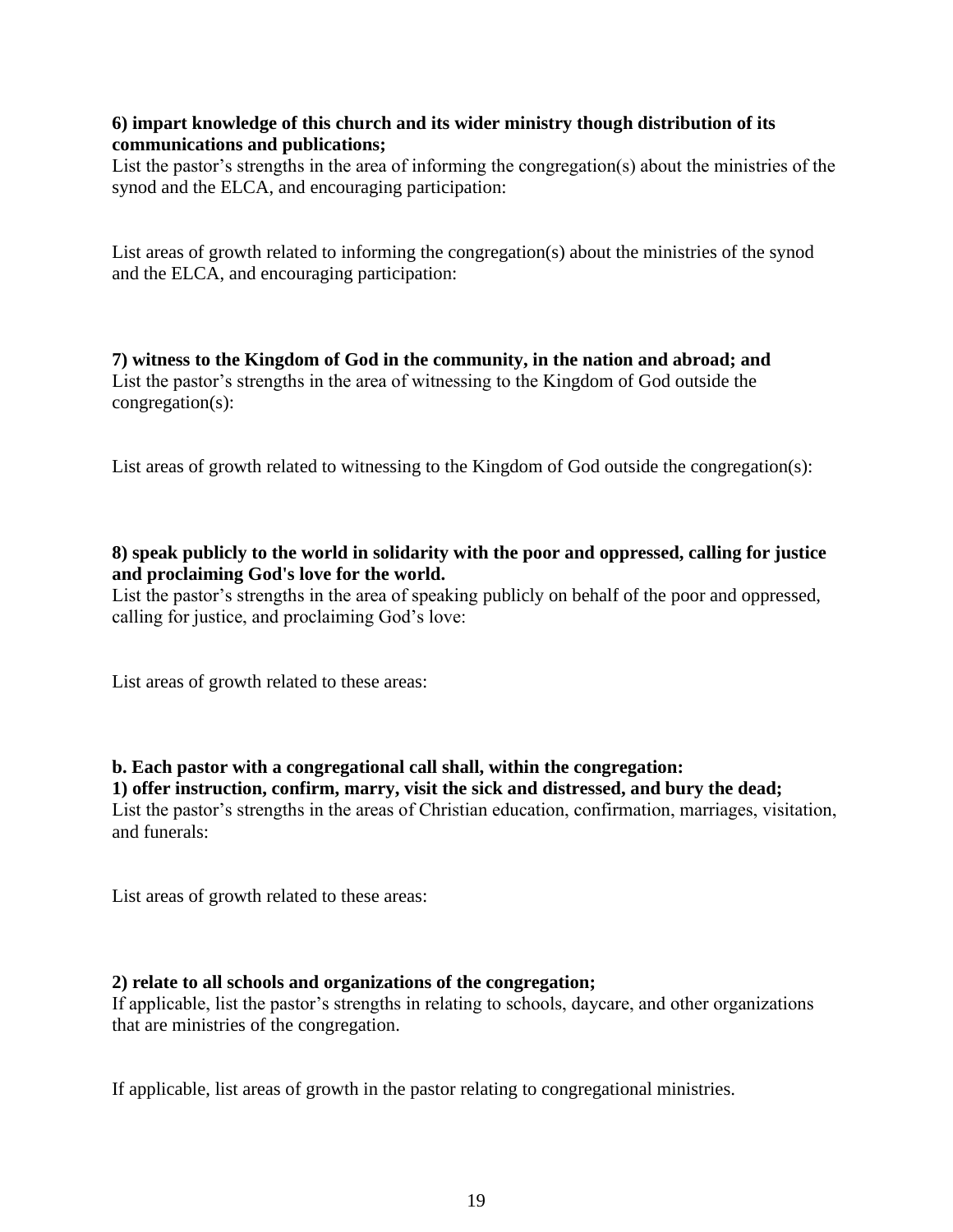**6) impart knowledge of this church and its wider ministry though distribution of its communications and publications;**

List the pastor's strengths in the area of informing the congregation(s) about the ministries of the synod and the ELCA, and encouraging participation:

List areas of growth related to informing the congregation(s) about the ministries of the synod and the ELCA, and encouraging participation:

**7) witness to the Kingdom of God in the community, in the nation and abroad; and**

List the pastor's strengths in the area of witnessing to the Kingdom of God outside the congregation(s):

List areas of growth related to witnessing to the Kingdom of God outside the congregation(s):

**8) speak publicly to the world in solidarity with the poor and oppressed, calling for justice and proclaiming God's love for the world.**

List the pastor's strengths in the area of speaking publicly on behalf of the poor and oppressed, calling for justice, and proclaiming God's love:

List areas of growth related to these areas:

**b. Each pastor with a congregational call shall, within the congregation:**

**1) offer instruction, confirm, marry, visit the sick and distressed, and bury the dead;**

List the pastor's strengths in the areas of Christian education, confirmation, marriages, visitation, and funerals:

List areas of growth related to these areas:

**2) relate to all schools and organizations of the congregation;**

If applicable, list the pastor's strengths in relating to schools, daycare, and other organizations that are ministries of the congregation.

If applicable, list areas of growth in the pastor relating to congregational ministries.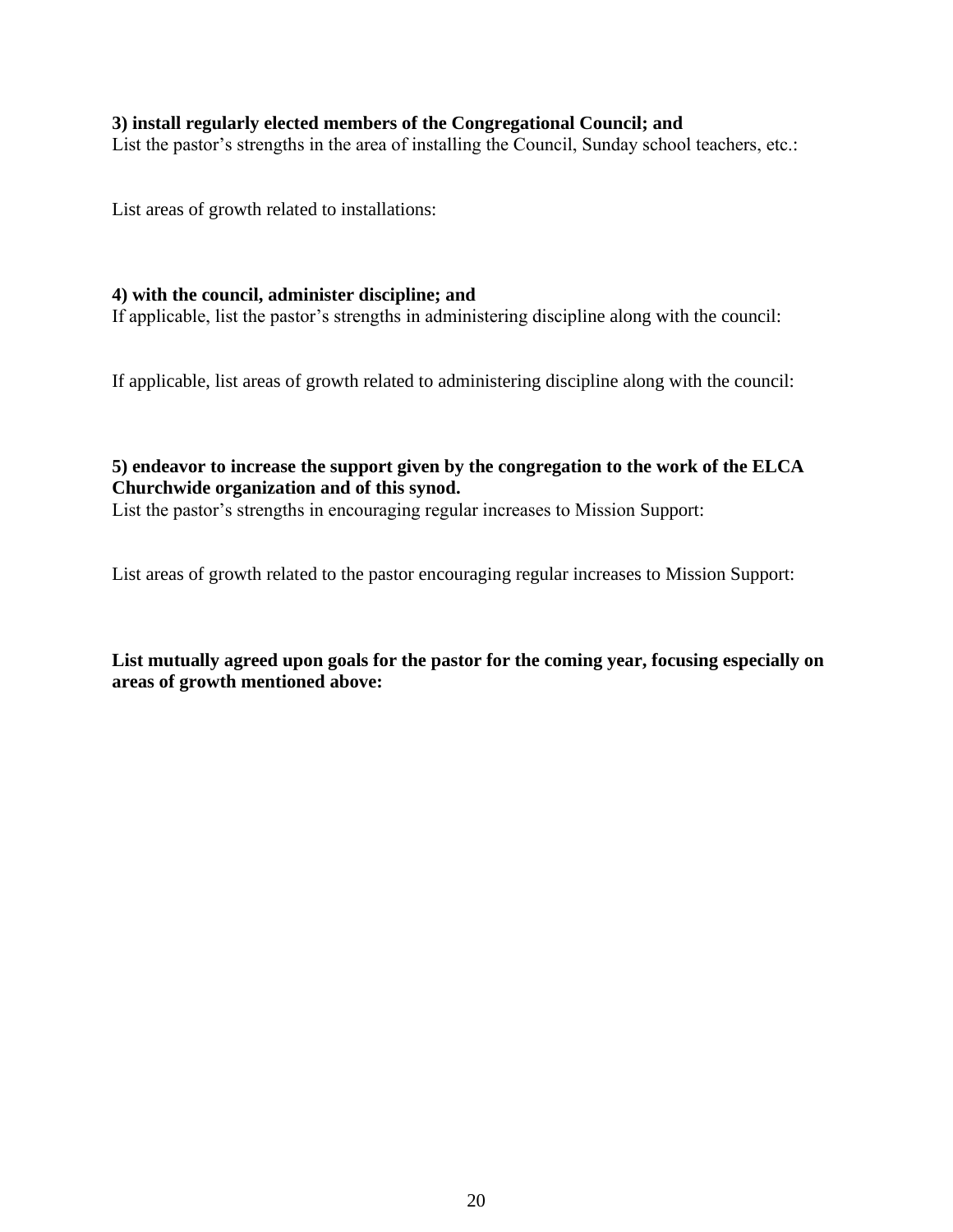**3) install regularly elected members of the Congregational Council; and**

List the pastor's strengths in the area of installing the Council, Sunday school teachers, etc.:

List areas of growth related to installations:

**4) with the council, administer discipline; and**

If applicable, list the pastor's strengths in administering discipline along with the council:

If applicable, list areas of growth related to administering discipline along with the council:

**5) endeavor to increase the support given by the congregation to the work of the ELCA Churchwide organization and of this synod.**

List the pastor's strengths in encouraging regular increases to Mission Support:

List areas of growth related to the pastor encouraging regular increases to Mission Support:

**List mutually agreed upon goals for the pastor for the coming year, focusing especially on areas of growth mentioned above:**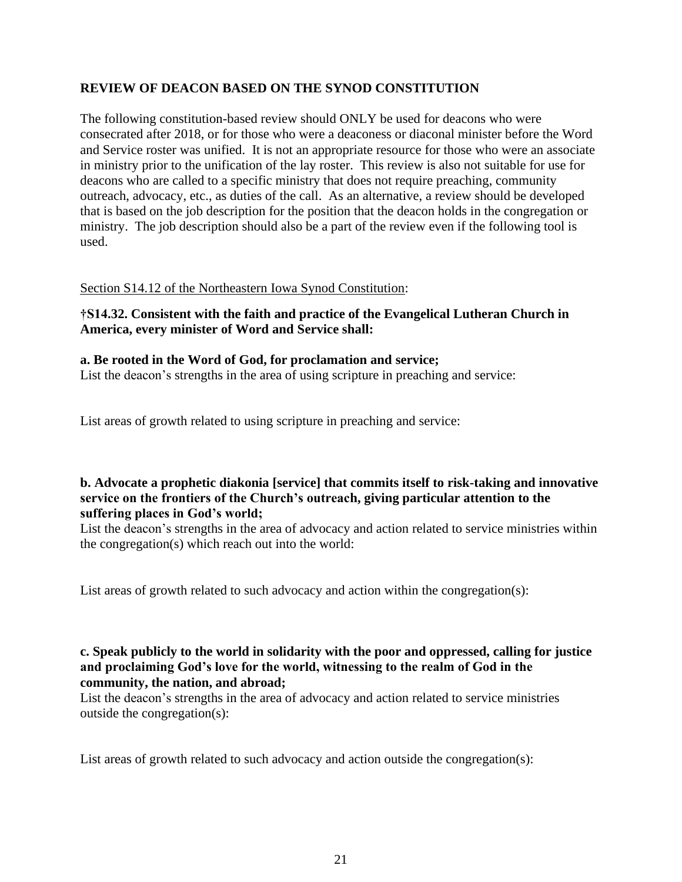**REVIEW OF DEACON BASED ON THE SYNOD CONSTITUTION**

The following constitution-based review should ONLY be used for deacons who were consecrated after 2018, or for those who were a deaconess or diaconal minister before the Word and Service roster was unified. It is not an appropriate resource for those who were an associate in ministry prior to the unification of the lay roster. This review is also not suitable for use for deacons who are called to a specific ministry that does not require preaching, community outreach, advocacy, etc., as duties of the call. As an alternative, a review should be developed that is based on the job description for the position that the deacon holds in the congregation or ministry. The job description should also be a part of the review even if the following tool is used.

<u>Section S14.12 of the Northeastern Iowa Synod Constitution</u>:

**†S14.32. Consistent with the faith and practice of the Evangelical Lutheran Church in America, every minister of Word and Service shall:**

**a. Be rooted in the Word of God, for proclamation and service;**
List the deacon's strengths in the area of using scripture in preaching and service:

List areas of growth related to using scripture in preaching and service:

**b. Advocate a prophetic diakonia [service] that commits itself to risk-taking and innovative service on the frontiers of the Church's outreach, giving particular attention to the suffering places in God's world;**
List the deacon's strengths in the area of advocacy and action related to service ministries within the congregation(s) which reach out into the world:

List areas of growth related to such advocacy and action within the congregation(s):

**c. Speak publicly to the world in solidarity with the poor and oppressed, calling for justice and proclaiming God's love for the world, witnessing to the realm of God in the community, the nation, and abroad;**
List the deacon's strengths in the area of advocacy and action related to service ministries outside the congregation(s):

List areas of growth related to such advocacy and action outside the congregation(s):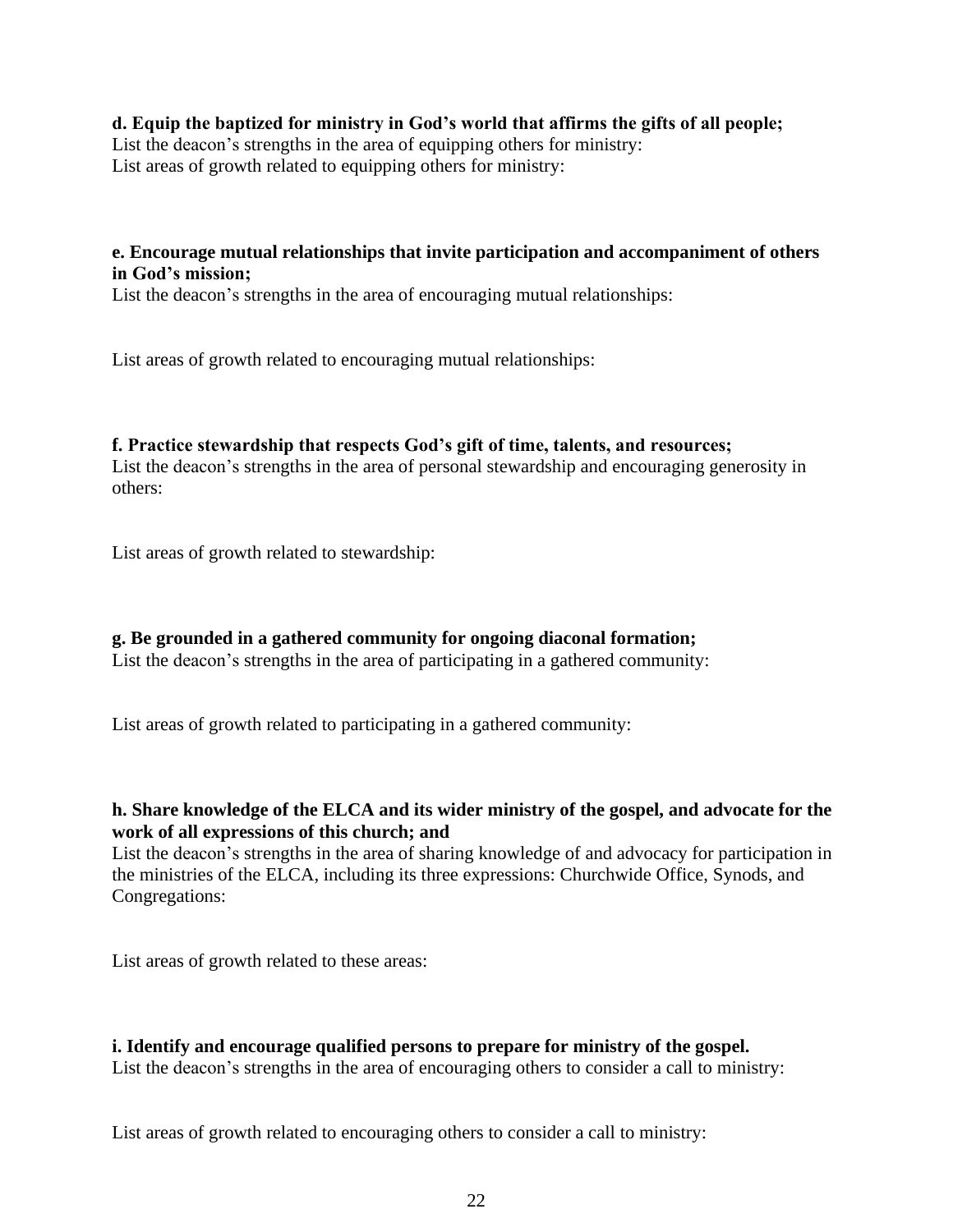**d. Equip the baptized for ministry in God's world that affirms the gifts of all people;**

List the deacon's strengths in the area of equipping others for ministry:

List areas of growth related to equipping others for ministry:

**e. Encourage mutual relationships that invite participation and accompaniment of others in God's mission;**

List the deacon's strengths in the area of encouraging mutual relationships:

List areas of growth related to encouraging mutual relationships:

**f. Practice stewardship that respects God's gift of time, talents, and resources;**

List the deacon's strengths in the area of personal stewardship and encouraging generosity in others:

List areas of growth related to stewardship:

**g. Be grounded in a gathered community for ongoing diaconal formation;**

List the deacon's strengths in the area of participating in a gathered community:

List areas of growth related to participating in a gathered community:

**h. Share knowledge of the ELCA and its wider ministry of the gospel, and advocate for the work of all expressions of this church; and**

List the deacon's strengths in the area of sharing knowledge of and advocacy for participation in the ministries of the ELCA, including its three expressions: Churchwide Office, Synods, and Congregations:

List areas of growth related to these areas:

**i. Identify and encourage qualified persons to prepare for ministry of the gospel.**

List the deacon's strengths in the area of encouraging others to consider a call to ministry:

List areas of growth related to encouraging others to consider a call to ministry: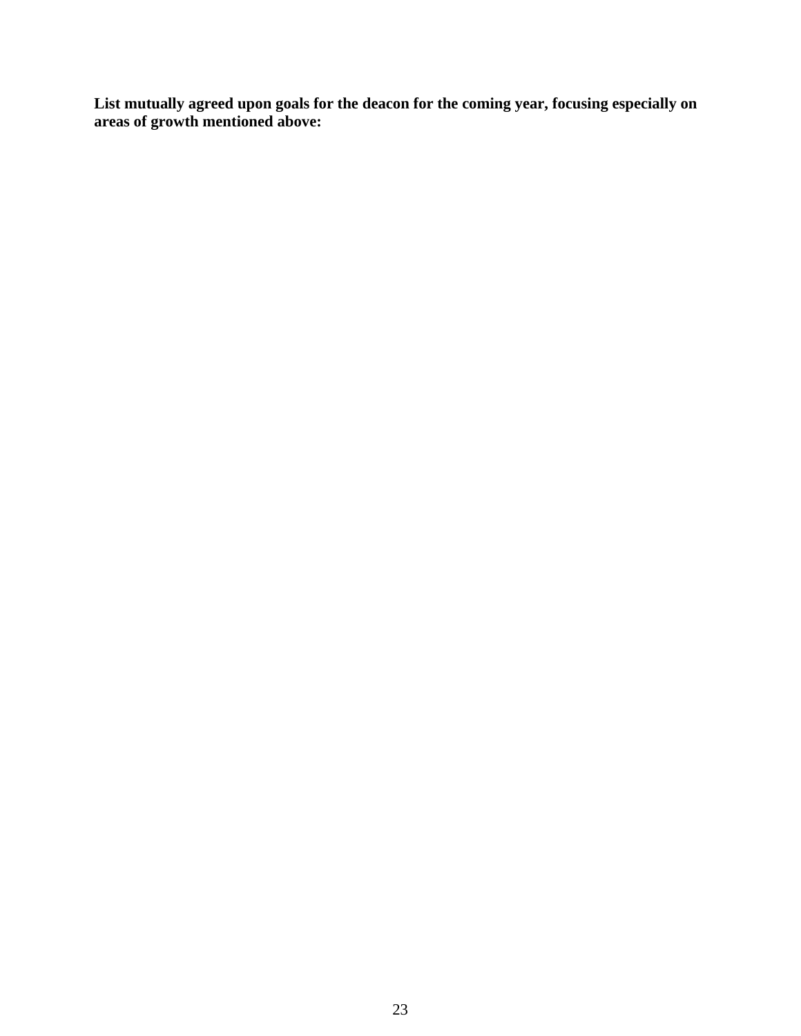**List mutually agreed upon goals for the deacon for the coming year, focusing especially on areas of growth mentioned above:**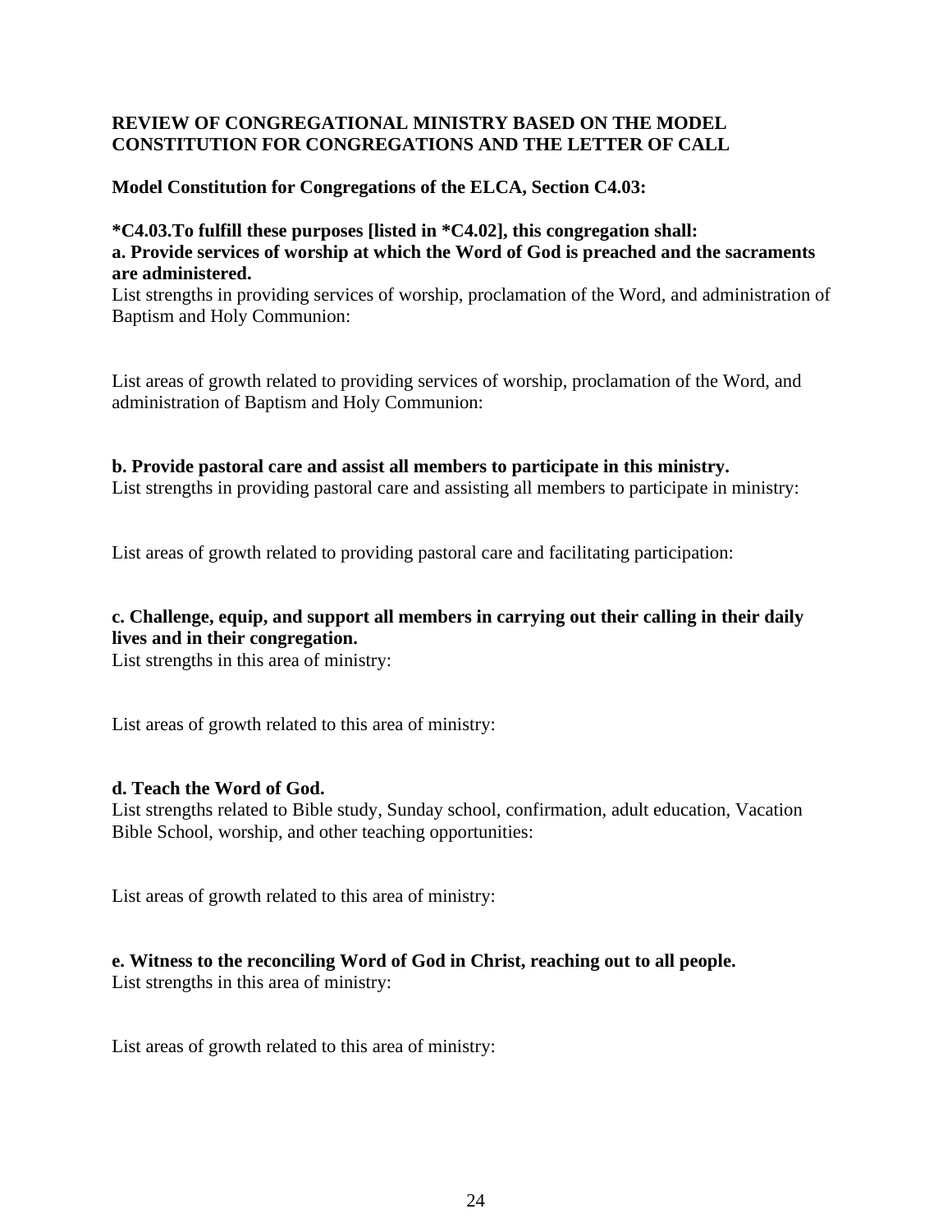**REVIEW OF CONGREGATIONAL MINISTRY BASED ON THE MODEL CONSTITUTION FOR CONGREGATIONS AND THE LETTER OF CALL**

**Model Constitution for Congregations of the ELCA, Section C4.03:**

***C4.03.To fulfill these purposes [listed in *C4.02], this congregation shall:**

**a. Provide services of worship at which the Word of God is preached and the sacraments are administered.**

List strengths in providing services of worship, proclamation of the Word, and administration of Baptism and Holy Communion:

List areas of growth related to providing services of worship, proclamation of the Word, and administration of Baptism and Holy Communion:

**b. Provide pastoral care and assist all members to participate in this ministry.**

List strengths in providing pastoral care and assisting all members to participate in ministry:

List areas of growth related to providing pastoral care and facilitating participation:

**c. Challenge, equip, and support all members in carrying out their calling in their daily lives and in their congregation.**

List strengths in this area of ministry:

List areas of growth related to this area of ministry:

**d. Teach the Word of God.**

List strengths related to Bible study, Sunday school, confirmation, adult education, Vacation Bible School, worship, and other teaching opportunities:

List areas of growth related to this area of ministry:

**e. Witness to the reconciling Word of God in Christ, reaching out to all people.**

List strengths in this area of ministry:

List areas of growth related to this area of ministry: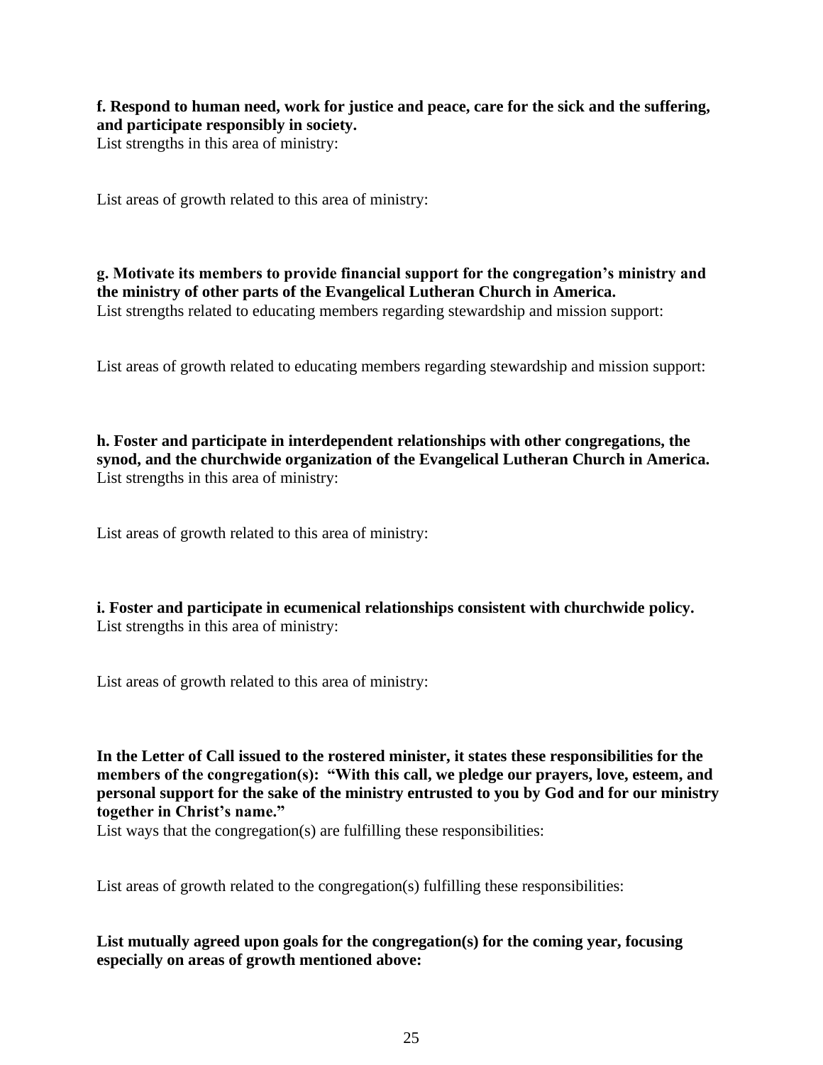**f. Respond to human need, work for justice and peace, care for the sick and the suffering, and participate responsibly in society.**

List strengths in this area of ministry:

List areas of growth related to this area of ministry:

**g. Motivate its members to provide financial support for the congregation's ministry and the ministry of other parts of the Evangelical Lutheran Church in America.**

List strengths related to educating members regarding stewardship and mission support:

List areas of growth related to educating members regarding stewardship and mission support:

**h. Foster and participate in interdependent relationships with other congregations, the synod, and the churchwide organization of the Evangelical Lutheran Church in America.**

List strengths in this area of ministry:

List areas of growth related to this area of ministry:

**i. Foster and participate in ecumenical relationships consistent with churchwide policy.**

List strengths in this area of ministry:

List areas of growth related to this area of ministry:

**In the Letter of Call issued to the rostered minister, it states these responsibilities for the members of the congregation(s): "With this call, we pledge our prayers, love, esteem, and personal support for the sake of the ministry entrusted to you by God and for our ministry together in Christ's name."**

List ways that the congregation(s) are fulfilling these responsibilities:

List areas of growth related to the congregation(s) fulfilling these responsibilities:

**List mutually agreed upon goals for the congregation(s) for the coming year, focusing especially on areas of growth mentioned above:**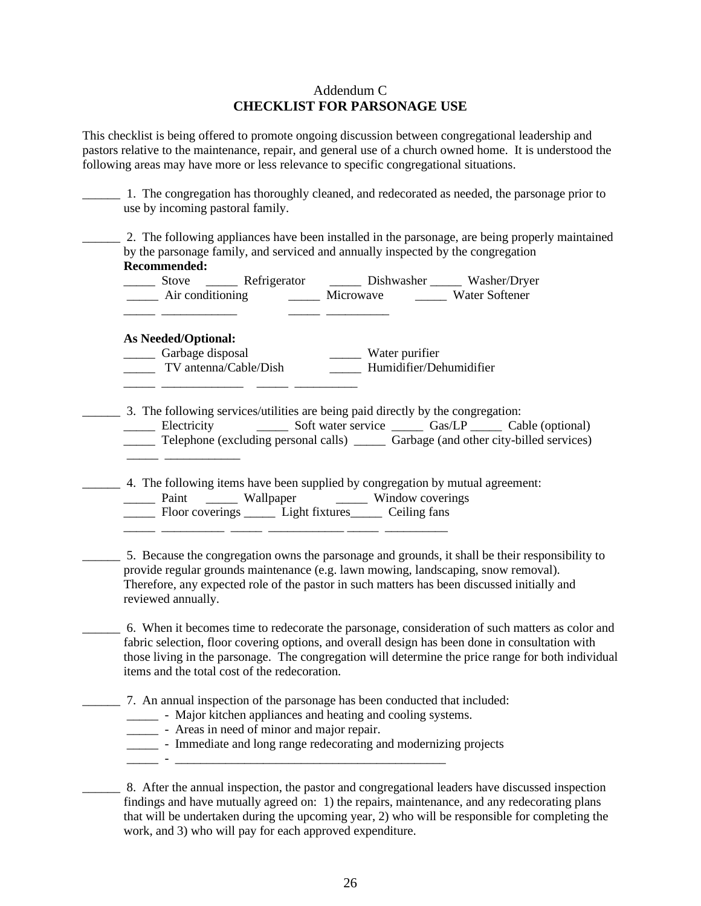Addendum C
**CHECKLIST FOR PARSONAGE USE**

This checklist is being offered to promote ongoing discussion between congregational leadership and pastors relative to the maintenance, repair, and general use of a church owned home. It is understood the following areas may have more or less relevance to specific congregational situations.

______ 1. The congregation has thoroughly cleaned, and redecorated as needed, the parsonage prior to use by incoming pastoral family.

______ 2. The following appliances have been installed in the parsonage, are being properly maintained by the parsonage family, and serviced and annually inspected by the congregation

**Recommended:**

_____ Stove _____ Refrigerator _____ Dishwasher _____ Washer/Dryer
_____ Air conditioning _____ Microwave _____ Water Softener
_____ ____________ _____ __________

**As Needed/Optional:**

_____ Garbage disposal _____ Water purifier
_____ TV antenna/Cable/Dish _____ Humidifier/Dehumidifier
_____ _____________ _____ __________

______ 3. The following services/utilities are being paid directly by the congregation:

_____ Electricity _____ Soft water service _____ Gas/LP _____ Cable (optional)
_____ Telephone (excluding personal calls) _____ Garbage (and other city-billed services)
_____ ____________

______ 4. The following items have been supplied by congregation by mutual agreement:

_____ Paint _____ Wallpaper _____ Window coverings
_____ Floor coverings _____ Light fixtures_____ Ceiling fans
_____ __________ _____ ____________ _____ __________

______ 5. Because the congregation owns the parsonage and grounds, it shall be their responsibility to provide regular grounds maintenance (e.g. lawn mowing, landscaping, snow removal). Therefore, any expected role of the pastor in such matters has been discussed initially and reviewed annually.

______ 6. When it becomes time to redecorate the parsonage, consideration of such matters as color and fabric selection, floor covering options, and overall design has been done in consultation with those living in the parsonage. The congregation will determine the price range for both individual items and the total cost of the redecoration.

______ 7. An annual inspection of the parsonage has been conducted that included:

_____ - Major kitchen appliances and heating and cooling systems.
_____ - Areas in need of minor and major repair.
_____ - Immediate and long range redecorating and modernizing projects
_____ - ____________________________________________

______ 8. After the annual inspection, the pastor and congregational leaders have discussed inspection findings and have mutually agreed on: 1) the repairs, maintenance, and any redecorating plans that will be undertaken during the upcoming year, 2) who will be responsible for completing the work, and 3) who will pay for each approved expenditure.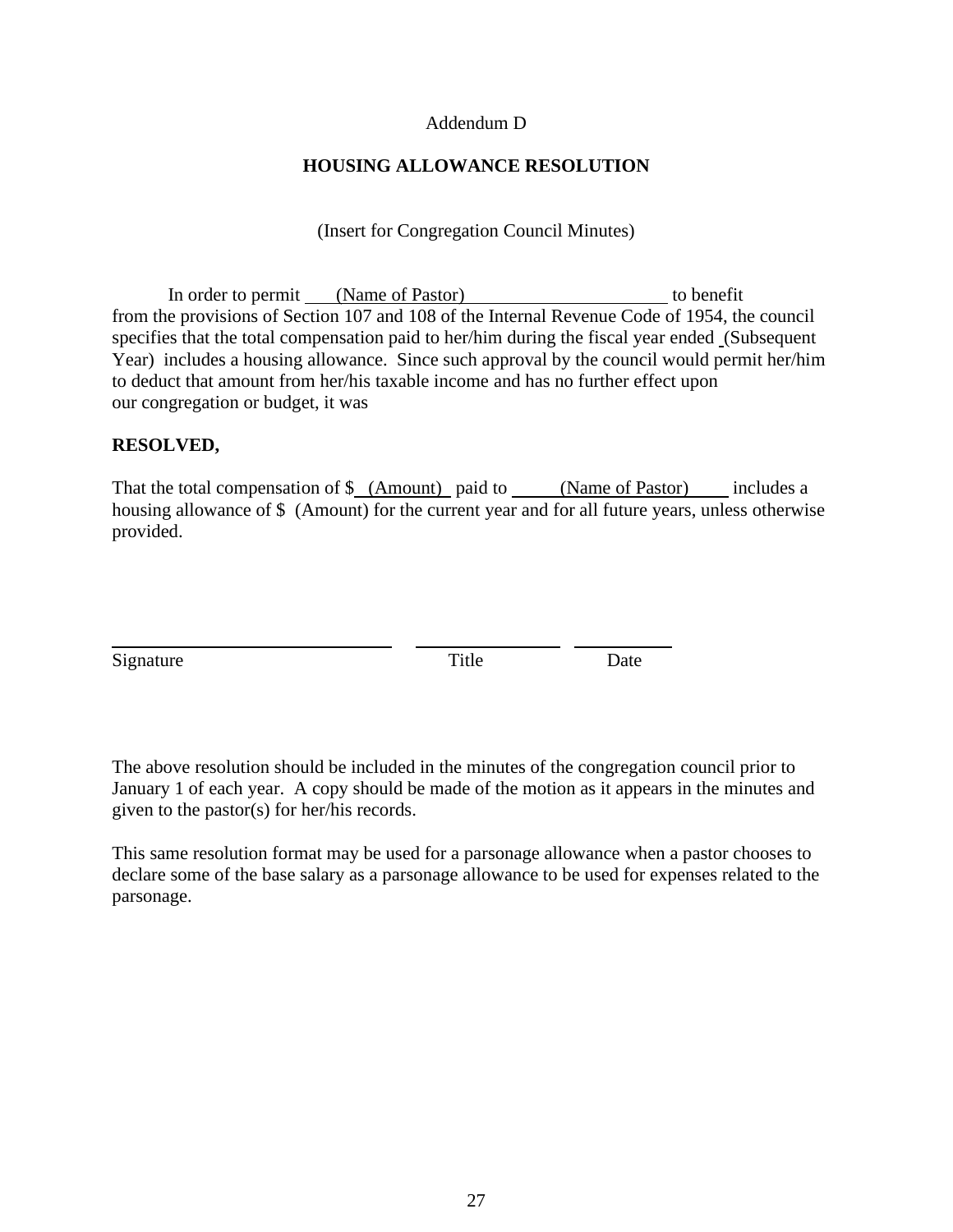Addendum D

## HOUSING ALLOWANCE RESOLUTION

(Insert for Congregation Council Minutes)

In order to permit (Name of Pastor) to benefit from the provisions of Section 107 and 108 of the Internal Revenue Code of 1954, the council specifies that the total compensation paid to her/him during the fiscal year ended (Subsequent Year) includes a housing allowance. Since such approval by the council would permit her/him to deduct that amount from her/his taxable income and has no further effect upon our congregation or budget, it was

**RESOLVED,**

That the total compensation of $ (Amount) paid to (Name of Pastor) includes a housing allowance of $ (Amount) for the current year and for all future years, unless otherwise provided.

_______________________________ _______________ __________

Signature Title Date

The above resolution should be included in the minutes of the congregation council prior to January 1 of each year. A copy should be made of the motion as it appears in the minutes and given to the pastor(s) for her/his records.

This same resolution format may be used for a parsonage allowance when a pastor chooses to declare some of the base salary as a parsonage allowance to be used for expenses related to the parsonage.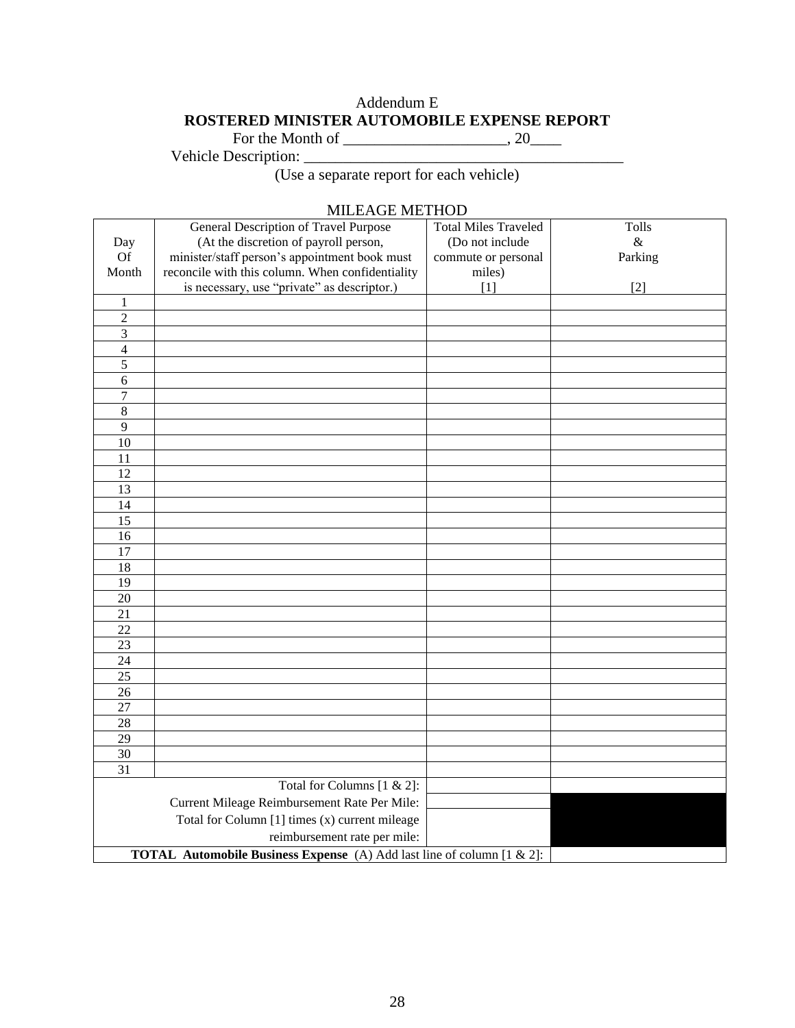Addendum E

# ROSTERED MINISTER AUTOMOBILE EXPENSE REPORT

For the Month of _____________________, 20____

Vehicle Description: __________________________________________

(Use a separate report for each vehicle)

MILEAGE METHOD

| Day Of Month | General Description of Travel Purpose (At the discretion of payroll person, minister/staff person's appointment book must reconcile with this column. When confidentiality is necessary, use "private" as descriptor.) | Total Miles Traveled (Do not include commute or personal miles) [1] | Tolls & Parking [2] |
|---|---|---|---|
| 1 | | | |
| 2 | | | |
| 3 | | | |
| 4 | | | |
| 5 | | | |
| 6 | | | |
| 7 | | | |
| 8 | | | |
| 9 | | | |
| 10 | | | |
| 11 | | | |
| 12 | | | |
| 13 | | | |
| 14 | | | |
| 15 | | | |
| 16 | | | |
| 17 | | | |
| 18 | | | |
| 19 | | | |
| 20 | | | |
| 21 | | | |
| 22 | | | |
| 23 | | | |
| 24 | | | |
| 25 | | | |
| 26 | | | |
| 27 | | | |
| 28 | | | |
| 29 | | | |
| 30 | | | |
| 31 | | | |
| | Total for Columns [1 & 2]: | | |
| | Current Mileage Reimbursement Rate Per Mile: | | |
| | Total for Column [1] times (x) current mileage reimbursement rate per mile: | | |
| | **TOTAL Automobile Business Expense** (A) Add last line of column [1 & 2]: | | |